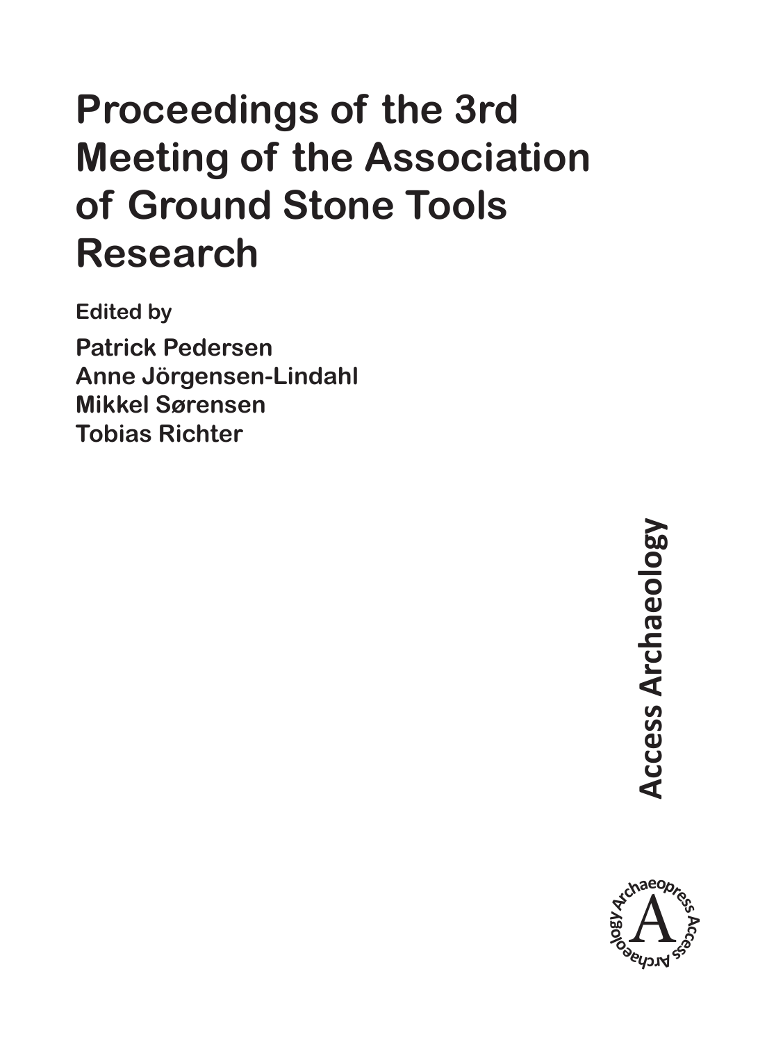# Proceedings of the 3rd Meeting of the Association of Ground Stone Tools Research

Edited by

**Patrick Pedersen**
**Anne Jörgensen-Lindahl**
**Mikkel Sørensen**
**Tobias Richter**

**Access Archaeology**

Archaeopress Access Archaeology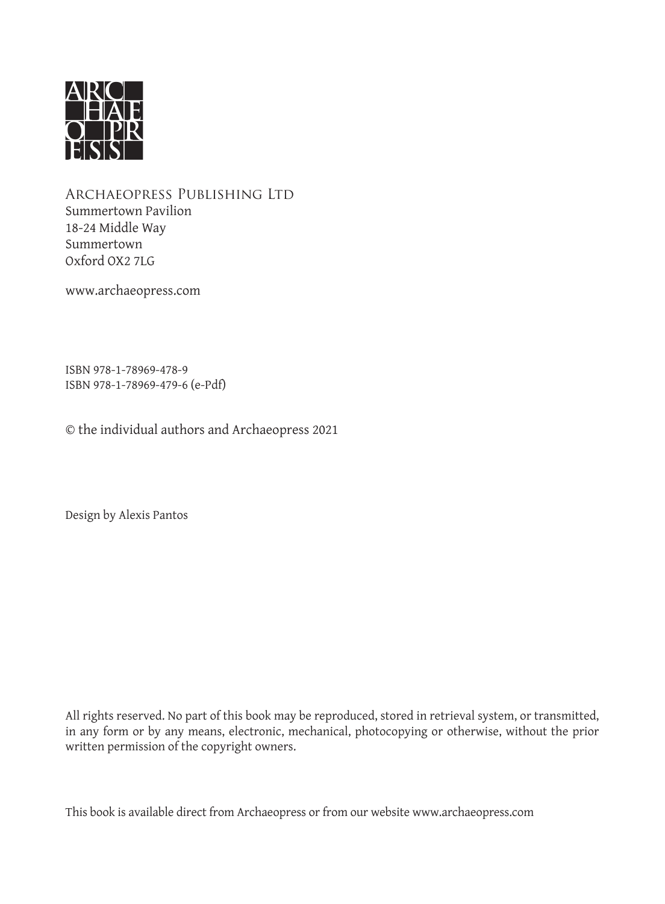ARCHAEOPRESS PUBLISHING LTD
Summertown Pavilion
18-24 Middle Way
Summertown
Oxford OX2 7LG

www.archaeopress.com

ISBN 978-1-78969-478-9
ISBN 978-1-78969-479-6 (e-Pdf)

© the individual authors and Archaeopress 2021

Design by Alexis Pantos

All rights reserved. No part of this book may be reproduced, stored in retrieval system, or transmitted, in any form or by any means, electronic, mechanical, photocopying or otherwise, without the prior written permission of the copyright owners.

This book is available direct from Archaeopress or from our website www.archaeopress.com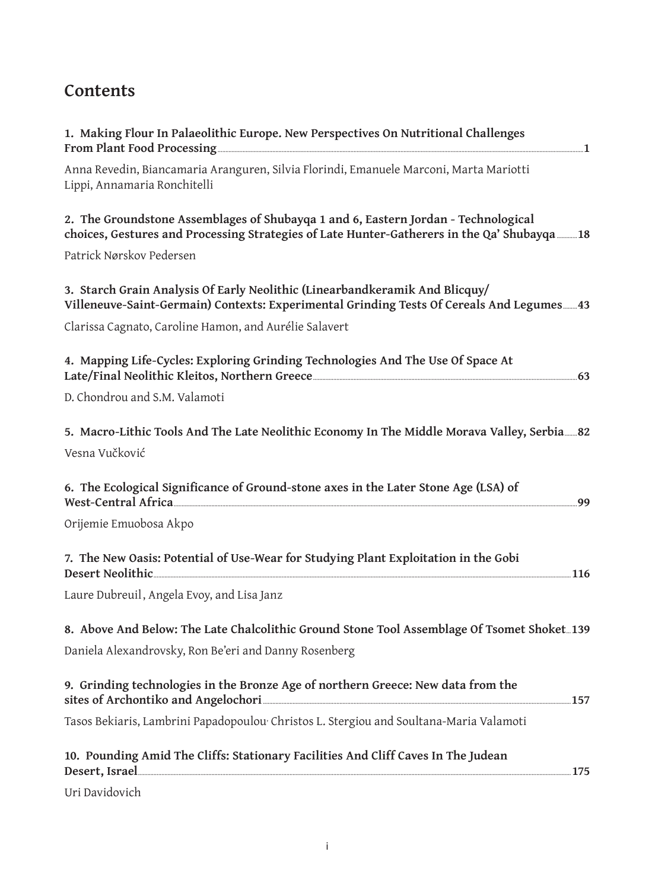## Contents

**1. Making Flour In Palaeolithic Europe. New Perspectives On Nutritional Challenges From Plant Food Processing** ..... **1**

Anna Revedin, Biancamaria Aranguren, Silvia Florindi, Emanuele Marconi, Marta Mariotti Lippi, Annamaria Ronchitelli

**2. The Groundstone Assemblages of Shubayqa 1 and 6, Eastern Jordan - Technological choices, Gestures and Processing Strategies of Late Hunter-Gatherers in the Qa' Shubayqa** ..... **18**

Patrick Nørskov Pedersen

**3. Starch Grain Analysis Of Early Neolithic (Linearbandkeramik And Blicquy/ Villeneuve-Saint-Germain) Contexts: Experimental Grinding Tests Of Cereals And Legumes** ..... **43**

Clarissa Cagnato, Caroline Hamon, and Aurélie Salavert

**4. Mapping Life-Cycles: Exploring Grinding Technologies And The Use Of Space At Late/Final Neolithic Kleitos, Northern Greece** ..... **63**

D. Chondrou and S.M. Valamoti

**5. Macro-Lithic Tools And The Late Neolithic Economy In The Middle Morava Valley, Serbia** ..... **82**

Vesna Vučković

**6. The Ecological Significance of Ground-stone axes in the Later Stone Age (LSA) of West-Central Africa** ..... **99**

Orijemie Emuobosa Akpo

**7. The New Oasis: Potential of Use-Wear for Studying Plant Exploitation in the Gobi Desert Neolithic** ..... **116**

Laure Dubreuil , Angela Evoy, and Lisa Janz

**8. Above And Below: The Late Chalcolithic Ground Stone Tool Assemblage Of Tsomet Shoket** ..... **139**

Daniela Alexandrovsky, Ron Be'eri and Danny Rosenberg

**9. Grinding technologies in the Bronze Age of northern Greece: New data from the sites of Archontiko and Angelochori** ..... **157**

Tasos Bekiaris, Lambrini Papadopoulou, Christos L. Stergiou and Soultana-Maria Valamoti

**10. Pounding Amid The Cliffs: Stationary Facilities And Cliff Caves In The Judean Desert, Israel** ..... **175**

Uri Davidovich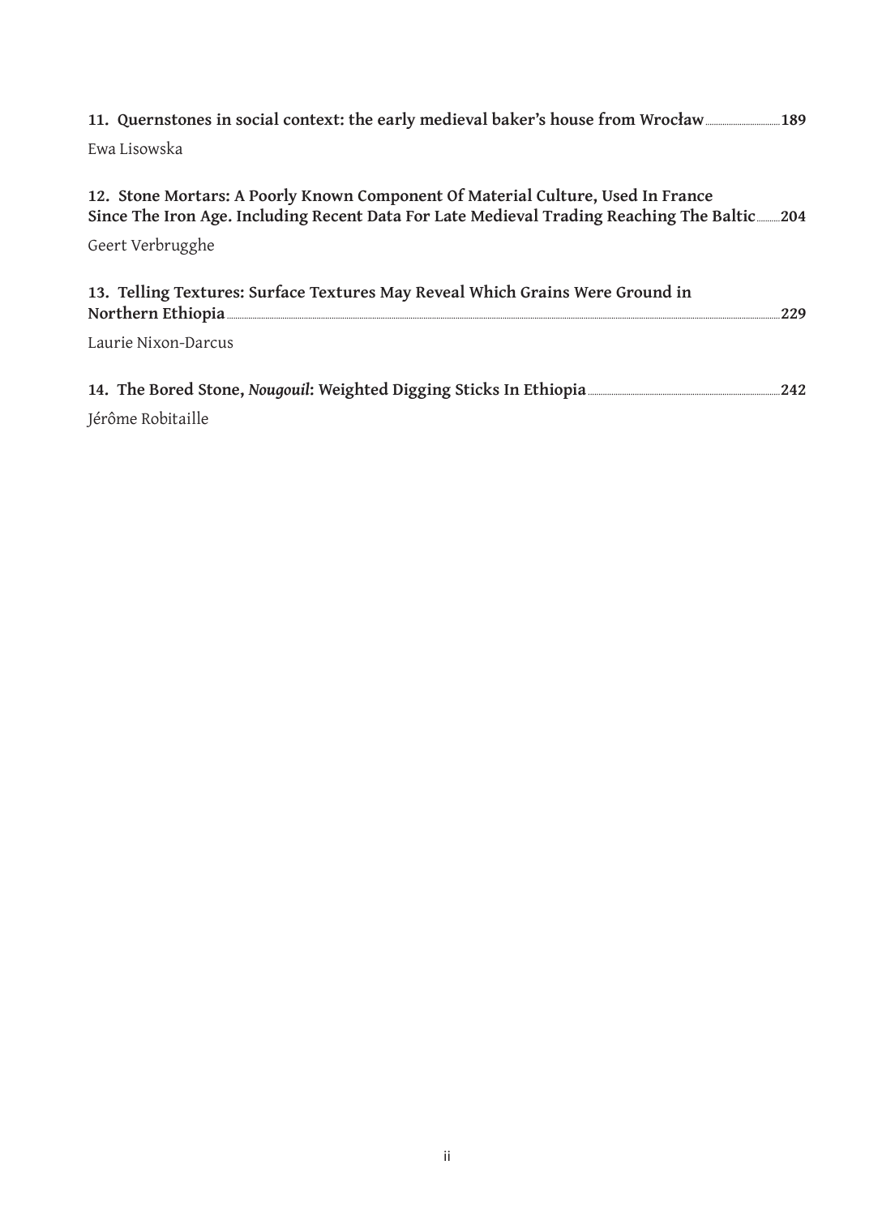**11. Quernstones in social context: the early medieval baker's house from Wrocław** ..... **189**

Ewa Lisowska

**12. Stone Mortars: A Poorly Known Component Of Material Culture, Used In France Since The Iron Age. Including Recent Data For Late Medieval Trading Reaching The Baltic** ..... **204**

Geert Verbrugghe

**13. Telling Textures: Surface Textures May Reveal Which Grains Were Ground in Northern Ethiopia** ..... **229**

Laurie Nixon-Darcus

**14. The Bored Stone, *Nougouil*: Weighted Digging Sticks In Ethiopia** ..... **242**

Jérôme Robitaille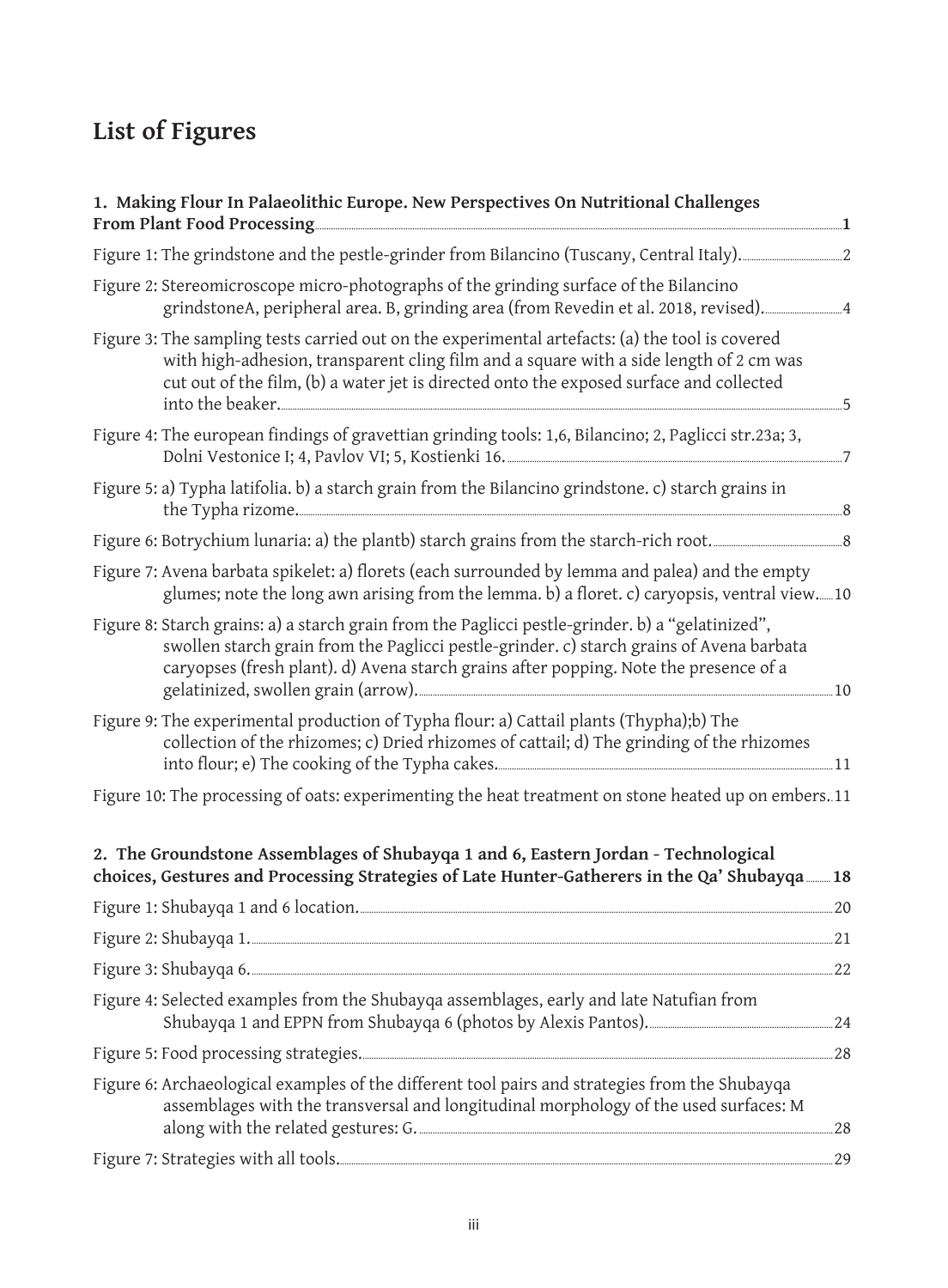# List of Figures

**1. Making Flour In Palaeolithic Europe. New Perspectives On Nutritional Challenges From Plant Food Processing** **1**

Figure 1: The grindstone and the pestle-grinder from Bilancino (Tuscany, Central Italy). 2

Figure 2: Stereomicroscope micro-photographs of the grinding surface of the Bilancino grindstoneA, peripheral area. B, grinding area (from Revedin et al. 2018, revised). 4

Figure 3: The sampling tests carried out on the experimental artefacts: (a) the tool is covered with high-adhesion, transparent cling film and a square with a side length of 2 cm was cut out of the film, (b) a water jet is directed onto the exposed surface and collected into the beaker. 5

Figure 4: The european findings of gravettian grinding tools: 1,6, Bilancino; 2, Paglicci str.23a; 3, Dolni Vestonice I; 4, Pavlov VI; 5, Kostienki 16. 7

Figure 5: a) Typha latifolia. b) a starch grain from the Bilancino grindstone. c) starch grains in the Typha rizome. 8

Figure 6: Botrychium lunaria: a) the plantb) starch grains from the starch-rich root. 8

Figure 7: Avena barbata spikelet: a) florets (each surrounded by lemma and palea) and the empty glumes; note the long awn arising from the lemma. b) a floret. c) caryopsis, ventral view. 10

Figure 8: Starch grains: a) a starch grain from the Paglicci pestle-grinder. b) a "gelatinized", swollen starch grain from the Paglicci pestle-grinder. c) starch grains of Avena barbata caryopses (fresh plant). d) Avena starch grains after popping. Note the presence of a gelatinized, swollen grain (arrow). 10

Figure 9: The experimental production of Typha flour: a) Cattail plants (Thypha);b) The collection of the rhizomes; c) Dried rhizomes of cattail; d) The grinding of the rhizomes into flour; e) The cooking of the Typha cakes. 11

Figure 10: The processing of oats: experimenting the heat treatment on stone heated up on embers. 11

**2. The Groundstone Assemblages of Shubayqa 1 and 6, Eastern Jordan - Technological choices, Gestures and Processing Strategies of Late Hunter-Gatherers in the Qa' Shubayqa** **18**

Figure 1: Shubayqa 1 and 6 location. 20

Figure 2: Shubayqa 1. 21

Figure 3: Shubayqa 6. 22

Figure 4: Selected examples from the Shubayqa assemblages, early and late Natufian from Shubayqa 1 and EPPN from Shubayqa 6 (photos by Alexis Pantos). 24

Figure 5: Food processing strategies. 28

Figure 6: Archaeological examples of the different tool pairs and strategies from the Shubayqa assemblages with the transversal and longitudinal morphology of the used surfaces: M along with the related gestures: G. 28

Figure 7: Strategies with all tools. 29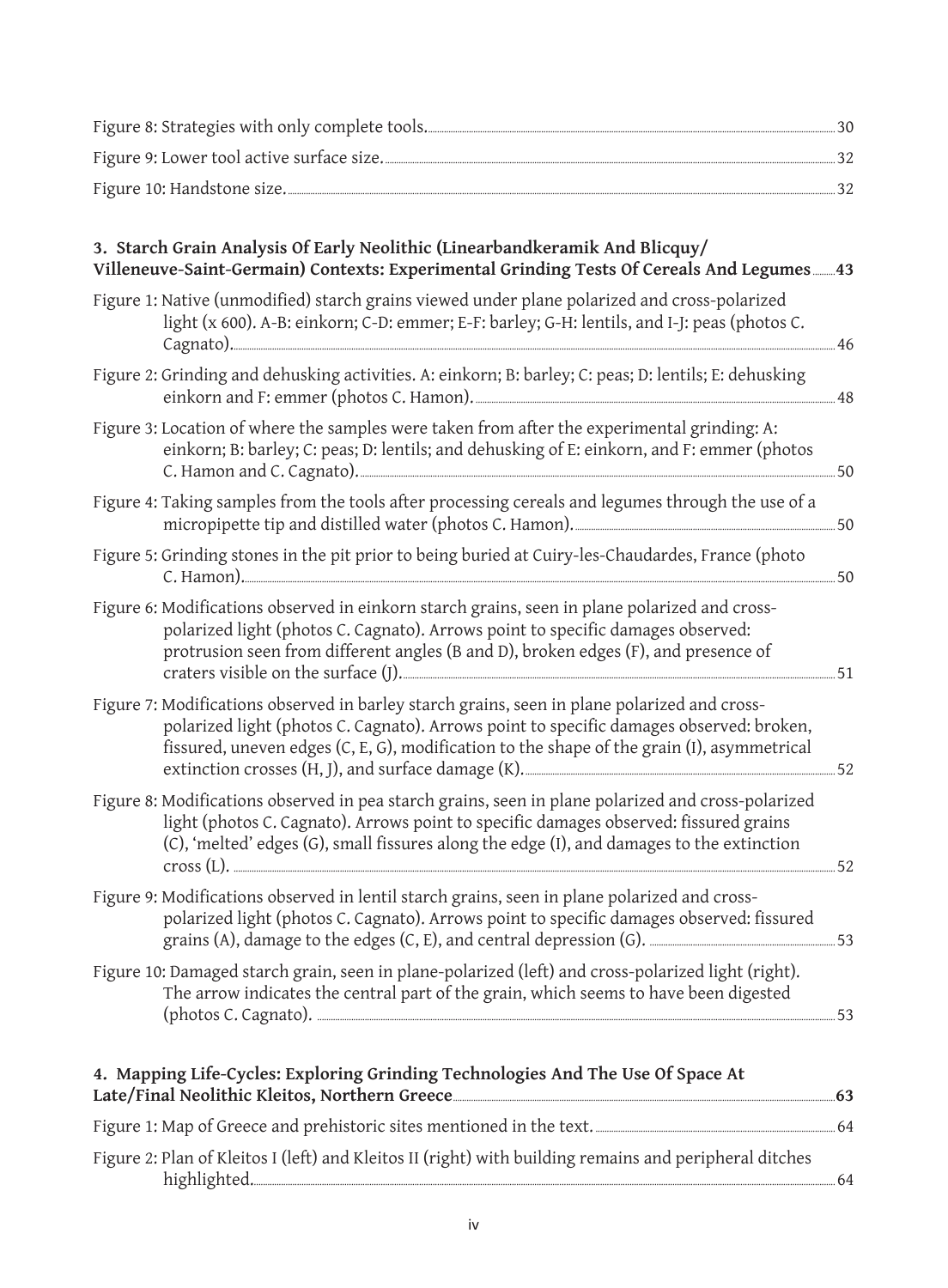Figure 8: Strategies with only complete tools. 30

Figure 9: Lower tool active surface size. 32

Figure 10: Handstone size. 32

**3. Starch Grain Analysis Of Early Neolithic (Linearbandkeramik And Blicquy/ Villeneuve-Saint-Germain) Contexts: Experimental Grinding Tests Of Cereals And Legumes 43**

Figure 1: Native (unmodified) starch grains viewed under plane polarized and cross-polarized light (x 600). A-B: einkorn; C-D: emmer; E-F: barley; G-H: lentils, and I-J: peas (photos C. Cagnato). 46

Figure 2: Grinding and dehusking activities. A: einkorn; B: barley; C: peas; D: lentils; E: dehusking einkorn and F: emmer (photos C. Hamon). 48

Figure 3: Location of where the samples were taken from after the experimental grinding: A: einkorn; B: barley; C: peas; D: lentils; and dehusking of E: einkorn, and F: emmer (photos C. Hamon and C. Cagnato). 50

Figure 4: Taking samples from the tools after processing cereals and legumes through the use of a micropipette tip and distilled water (photos C. Hamon). 50

Figure 5: Grinding stones in the pit prior to being buried at Cuiry-les-Chaudardes, France (photo C. Hamon). 50

Figure 6: Modifications observed in einkorn starch grains, seen in plane polarized and cross-polarized light (photos C. Cagnato). Arrows point to specific damages observed: protrusion seen from different angles (B and D), broken edges (F), and presence of craters visible on the surface (J). 51

Figure 7: Modifications observed in barley starch grains, seen in plane polarized and cross-polarized light (photos C. Cagnato). Arrows point to specific damages observed: broken, fissured, uneven edges (C, E, G), modification to the shape of the grain (I), asymmetrical extinction crosses (H, J), and surface damage (K). 52

Figure 8: Modifications observed in pea starch grains, seen in plane polarized and cross-polarized light (photos C. Cagnato). Arrows point to specific damages observed: fissured grains (C), 'melted' edges (G), small fissures along the edge (I), and damages to the extinction cross (L). 52

Figure 9: Modifications observed in lentil starch grains, seen in plane polarized and cross-polarized light (photos C. Cagnato). Arrows point to specific damages observed: fissured grains (A), damage to the edges (C, E), and central depression (G). 53

Figure 10: Damaged starch grain, seen in plane-polarized (left) and cross-polarized light (right). The arrow indicates the central part of the grain, which seems to have been digested (photos C. Cagnato). 53

**4. Mapping Life-Cycles: Exploring Grinding Technologies And The Use Of Space At Late/Final Neolithic Kleitos, Northern Greece 63**

Figure 1: Map of Greece and prehistoric sites mentioned in the text. 64

Figure 2: Plan of Kleitos I (left) and Kleitos II (right) with building remains and peripheral ditches highlighted. 64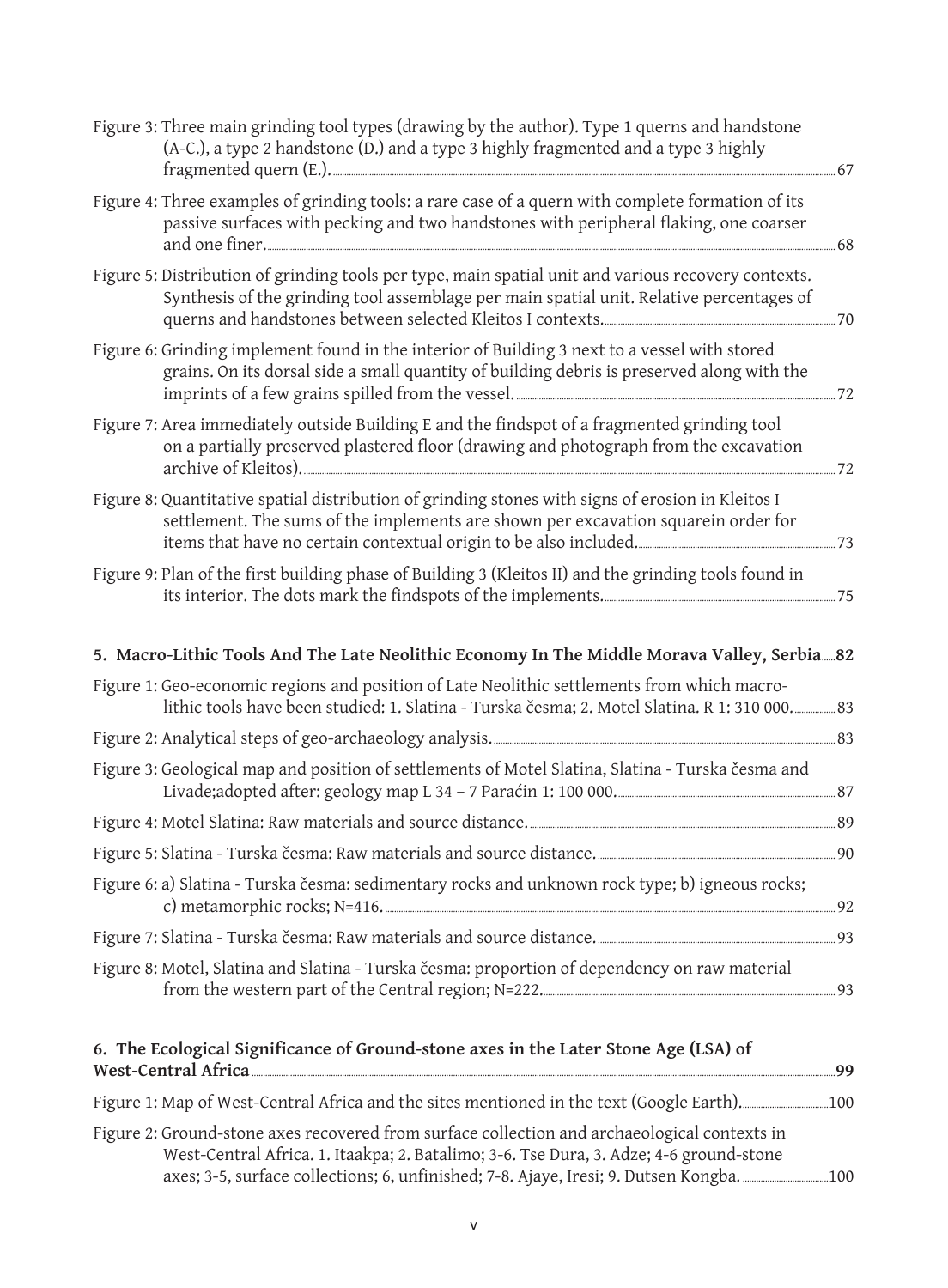Figure 3: Three main grinding tool types (drawing by the author). Type 1 querns and handstone (A-C.), a type 2 handstone (D.) and a type 3 highly fragmented and a type 3 highly fragmented quern (E.). 67

Figure 4: Three examples of grinding tools: a rare case of a quern with complete formation of its passive surfaces with pecking and two handstones with peripheral flaking, one coarser and one finer. 68

Figure 5: Distribution of grinding tools per type, main spatial unit and various recovery contexts. Synthesis of the grinding tool assemblage per main spatial unit. Relative percentages of querns and handstones between selected Kleitos I contexts. 70

Figure 6: Grinding implement found in the interior of Building 3 next to a vessel with stored grains. On its dorsal side a small quantity of building debris is preserved along with the imprints of a few grains spilled from the vessel. 72

Figure 7: Area immediately outside Building E and the findspot of a fragmented grinding tool on a partially preserved plastered floor (drawing and photograph from the excavation archive of Kleitos). 72

Figure 8: Quantitative spatial distribution of grinding stones with signs of erosion in Kleitos I settlement. The sums of the implements are shown per excavation squarein order for items that have no certain contextual origin to be also included. 73

Figure 9: Plan of the first building phase of Building 3 (Kleitos II) and the grinding tools found in its interior. The dots mark the findspots of the implements. 75

**5. Macro-Lithic Tools And The Late Neolithic Economy In The Middle Morava Valley, Serbia 82**

Figure 1: Geo-economic regions and position of Late Neolithic settlements from which macro-lithic tools have been studied: 1. Slatina - Turska česma; 2. Motel Slatina. R 1: 310 000. 83

Figure 2: Analytical steps of geo-archaeology analysis. 83

Figure 3: Geological map and position of settlements of Motel Slatina, Slatina - Turska česma and Livade;adopted after: geology map L 34 – 7 Paraćin 1: 100 000. 87

Figure 4: Motel Slatina: Raw materials and source distance. 89

Figure 5: Slatina - Turska česma: Raw materials and source distance. 90

Figure 6: a) Slatina - Turska česma: sedimentary rocks and unknown rock type; b) igneous rocks; c) metamorphic rocks; N=416. 92

Figure 7: Slatina - Turska česma: Raw materials and source distance. 93

Figure 8: Motel, Slatina and Slatina - Turska česma: proportion of dependency on raw material from the western part of the Central region; N=222. 93

**6. The Ecological Significance of Ground-stone axes in the Later Stone Age (LSA) of West-Central Africa 99**

Figure 1: Map of West-Central Africa and the sites mentioned in the text (Google Earth). 100

Figure 2: Ground-stone axes recovered from surface collection and archaeological contexts in West-Central Africa. 1. Itaakpa; 2. Batalimo; 3-6. Tse Dura, 3. Adze; 4-6 ground-stone axes; 3-5, surface collections; 6, unfinished; 7-8. Ajaye, Iresi; 9. Dutsen Kongba. 100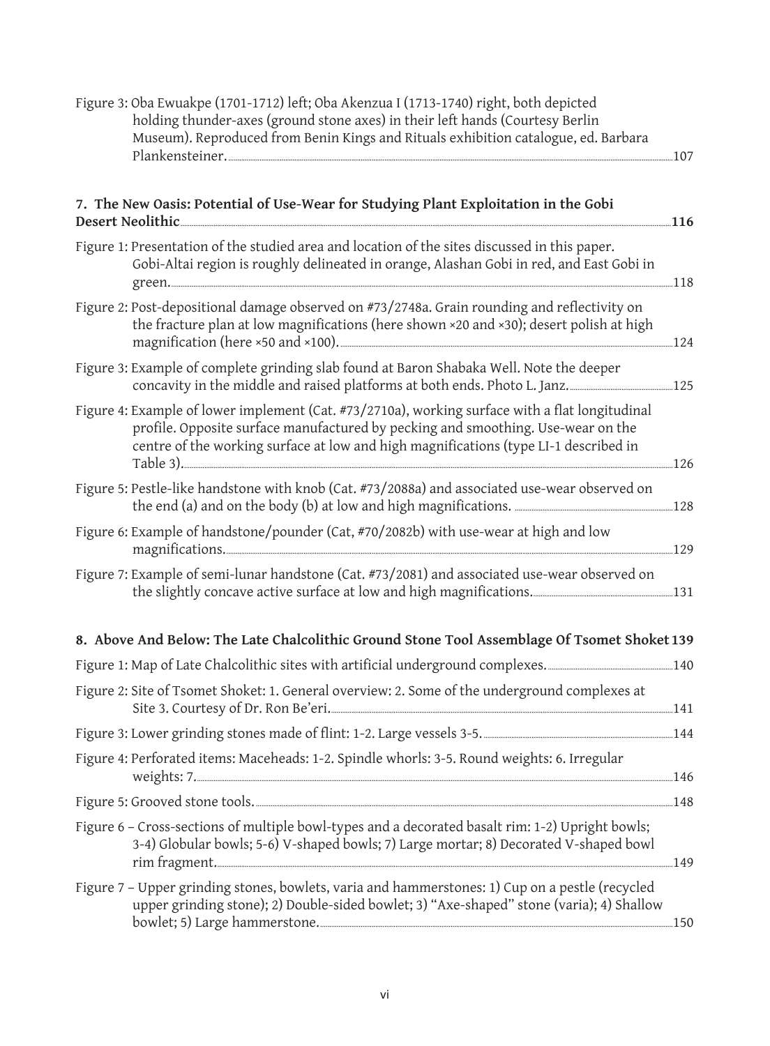Figure 3: Oba Ewuakpe (1701-1712) left; Oba Akenzua I (1713-1740) right, both depicted holding thunder-axes (ground stone axes) in their left hands (Courtesy Berlin Museum). Reproduced from Benin Kings and Rituals exhibition catalogue, ed. Barbara Plankensteiner. ........ 107

**7. The New Oasis: Potential of Use-Wear for Studying Plant Exploitation in the Gobi Desert Neolithic** ........ **116**

Figure 1: Presentation of the studied area and location of the sites discussed in this paper. Gobi-Altai region is roughly delineated in orange, Alashan Gobi in red, and East Gobi in green. ........ 118

Figure 2: Post-depositional damage observed on #73/2748a. Grain rounding and reflectivity on the fracture plan at low magnifications (here shown ×20 and ×30); desert polish at high magnification (here ×50 and ×100). ........ 124

Figure 3: Example of complete grinding slab found at Baron Shabaka Well. Note the deeper concavity in the middle and raised platforms at both ends. Photo L. Janz. ........ 125

Figure 4: Example of lower implement (Cat. #73/2710a), working surface with a flat longitudinal profile. Opposite surface manufactured by pecking and smoothing. Use-wear on the centre of the working surface at low and high magnifications (type LI-1 described in Table 3). ........ 126

Figure 5: Pestle-like handstone with knob (Cat. #73/2088a) and associated use-wear observed on the end (a) and on the body (b) at low and high magnifications. ........ 128

Figure 6: Example of handstone/pounder (Cat, #70/2082b) with use-wear at high and low magnifications. ........ 129

Figure 7: Example of semi-lunar handstone (Cat. #73/2081) and associated use-wear observed on the slightly concave active surface at low and high magnifications. ........ 131

**8. Above And Below: The Late Chalcolithic Ground Stone Tool Assemblage Of Tsomet Shoket** **139**

Figure 1: Map of Late Chalcolithic sites with artificial underground complexes. ........ 140

Figure 2: Site of Tsomet Shoket: 1. General overview: 2. Some of the underground complexes at Site 3. Courtesy of Dr. Ron Be'eri. ........ 141

Figure 3: Lower grinding stones made of flint: 1-2. Large vessels 3-5. ........ 144

Figure 4: Perforated items: Maceheads: 1-2. Spindle whorls: 3-5. Round weights: 6. Irregular weights: 7. ........ 146

Figure 5: Grooved stone tools. ........ 148

Figure 6 – Cross-sections of multiple bowl-types and a decorated basalt rim: 1-2) Upright bowls; 3-4) Globular bowls; 5-6) V-shaped bowls; 7) Large mortar; 8) Decorated V-shaped bowl rim fragment. ........ 149

Figure 7 – Upper grinding stones, bowlets, varia and hammerstones: 1) Cup on a pestle (recycled upper grinding stone); 2) Double-sided bowlet; 3) "Axe-shaped" stone (varia); 4) Shallow bowlet; 5) Large hammerstone. ........ 150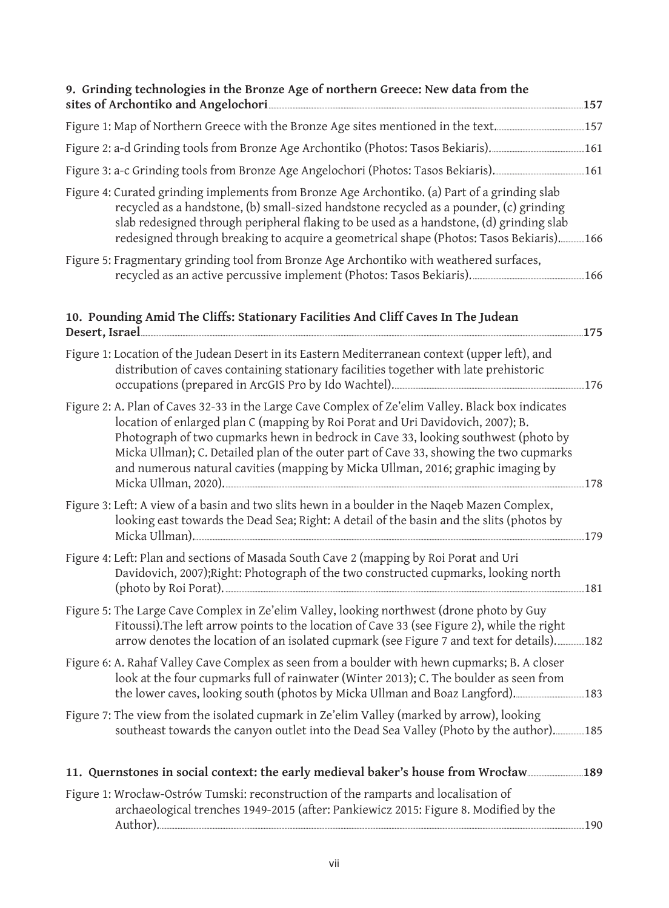**9. Grinding technologies in the Bronze Age of northern Greece: New data from the sites of Archontiko and Angelochori** ..... 157

Figure 1: Map of Northern Greece with the Bronze Age sites mentioned in the text. ..... 157

Figure 2: a-d Grinding tools from Bronze Age Archontiko (Photos: Tasos Bekiaris). ..... 161

Figure 3: a-c Grinding tools from Bronze Age Angelochori (Photos: Tasos Bekiaris). ..... 161

Figure 4: Curated grinding implements from Bronze Age Archontiko. (a) Part of a grinding slab recycled as a handstone, (b) small-sized handstone recycled as a pounder, (c) grinding slab redesigned through peripheral flaking to be used as a handstone, (d) grinding slab redesigned through breaking to acquire a geometrical shape (Photos: Tasos Bekiaris). ..... 166

Figure 5: Fragmentary grinding tool from Bronze Age Archontiko with weathered surfaces, recycled as an active percussive implement (Photos: Tasos Bekiaris). ..... 166

**10. Pounding Amid The Cliffs: Stationary Facilities And Cliff Caves In The Judean Desert, Israel** ..... 175

Figure 1: Location of the Judean Desert in its Eastern Mediterranean context (upper left), and distribution of caves containing stationary facilities together with late prehistoric occupations (prepared in ArcGIS Pro by Ido Wachtel). ..... 176

Figure 2: A. Plan of Caves 32-33 in the Large Cave Complex of Ze'elim Valley. Black box indicates location of enlarged plan C (mapping by Roi Porat and Uri Davidovich, 2007); B. Photograph of two cupmarks hewn in bedrock in Cave 33, looking southwest (photo by Micka Ullman); C. Detailed plan of the outer part of Cave 33, showing the two cupmarks and numerous natural cavities (mapping by Micka Ullman, 2016; graphic imaging by Micka Ullman, 2020). ..... 178

Figure 3: Left: A view of a basin and two slits hewn in a boulder in the Naqeb Mazen Complex, looking east towards the Dead Sea; Right: A detail of the basin and the slits (photos by Micka Ullman). ..... 179

Figure 4: Left: Plan and sections of Masada South Cave 2 (mapping by Roi Porat and Uri Davidovich, 2007);Right: Photograph of the two constructed cupmarks, looking north (photo by Roi Porat). ..... 181

Figure 5: The Large Cave Complex in Ze'elim Valley, looking northwest (drone photo by Guy Fitoussi).The left arrow points to the location of Cave 33 (see Figure 2), while the right arrow denotes the location of an isolated cupmark (see Figure 7 and text for details). ..... 182

Figure 6: A. Rahaf Valley Cave Complex as seen from a boulder with hewn cupmarks; B. A closer look at the four cupmarks full of rainwater (Winter 2013); C. The boulder as seen from the lower caves, looking south (photos by Micka Ullman and Boaz Langford). ..... 183

Figure 7: The view from the isolated cupmark in Ze'elim Valley (marked by arrow), looking southeast towards the canyon outlet into the Dead Sea Valley (Photo by the author). ..... 185

**11. Quernstones in social context: the early medieval baker's house from Wrocław** ..... 189

Figure 1: Wrocław-Ostrów Tumski: reconstruction of the ramparts and localisation of archaeological trenches 1949-2015 (after: Pankiewicz 2015: Figure 8. Modified by the Author). ..... 190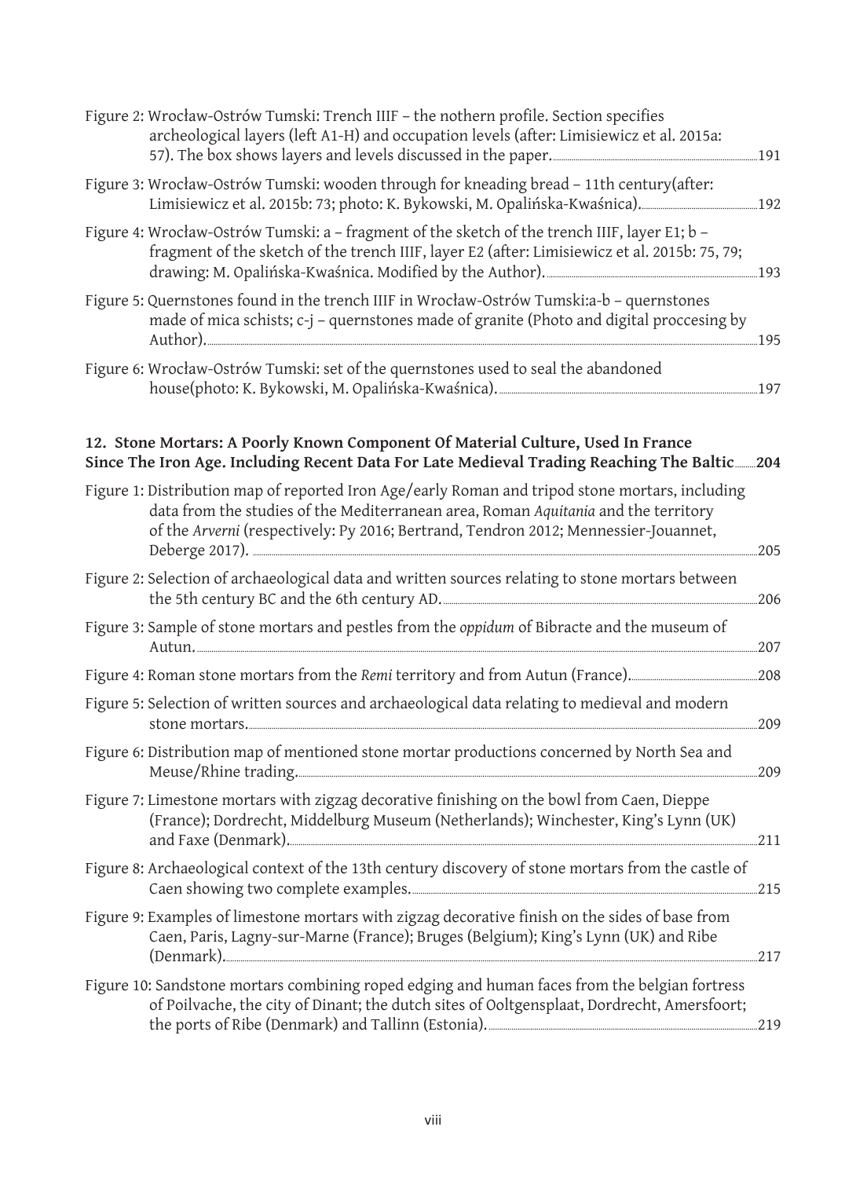Figure 2: Wrocław-Ostrów Tumski: Trench IIIF – the nothern profile. Section specifies archeological layers (left A1-H) and occupation levels (after: Limisiewicz et al. 2015a: 57). The box shows layers and levels discussed in the paper. 191

Figure 3: Wrocław-Ostrów Tumski: wooden through for kneading bread – 11th century(after: Limisiewicz et al. 2015b: 73; photo: K. Bykowski, M. Opalińska-Kwaśnica). 192

Figure 4: Wrocław-Ostrów Tumski: a – fragment of the sketch of the trench IIIF, layer E1; b – fragment of the sketch of the trench IIIF, layer E2 (after: Limisiewicz et al. 2015b: 75, 79; drawing: M. Opalińska-Kwaśnica. Modified by the Author). 193

Figure 5: Quernstones found in the trench IIIF in Wrocław-Ostrów Tumski:a-b – quernstones made of mica schists; c-j – quernstones made of granite (Photo and digital proccesing by Author). 195

Figure 6: Wrocław-Ostrów Tumski: set of the quernstones used to seal the abandoned house(photo: K. Bykowski, M. Opalińska-Kwaśnica). 197

**12. Stone Mortars: A Poorly Known Component Of Material Culture, Used In France Since The Iron Age. Including Recent Data For Late Medieval Trading Reaching The Baltic 204**

Figure 1: Distribution map of reported Iron Age/early Roman and tripod stone mortars, including data from the studies of the Mediterranean area, Roman *Aquitania* and the territory of the *Arverni* (respectively: Py 2016; Bertrand, Tendron 2012; Mennessier-Jouannet, Deberge 2017). 205

Figure 2: Selection of archaeological data and written sources relating to stone mortars between the 5th century BC and the 6th century AD. 206

Figure 3: Sample of stone mortars and pestles from the *oppidum* of Bibracte and the museum of Autun. 207

Figure 4: Roman stone mortars from the *Remi* territory and from Autun (France). 208

Figure 5: Selection of written sources and archaeological data relating to medieval and modern stone mortars. 209

Figure 6: Distribution map of mentioned stone mortar productions concerned by North Sea and Meuse/Rhine trading. 209

Figure 7: Limestone mortars with zigzag decorative finishing on the bowl from Caen, Dieppe (France); Dordrecht, Middelburg Museum (Netherlands); Winchester, King's Lynn (UK) and Faxe (Denmark). 211

Figure 8: Archaeological context of the 13th century discovery of stone mortars from the castle of Caen showing two complete examples. 215

Figure 9: Examples of limestone mortars with zigzag decorative finish on the sides of base from Caen, Paris, Lagny-sur-Marne (France); Bruges (Belgium); King's Lynn (UK) and Ribe (Denmark). 217

Figure 10: Sandstone mortars combining roped edging and human faces from the belgian fortress of Poilvache, the city of Dinant; the dutch sites of Ooltgensplaat, Dordrecht, Amersfoort; the ports of Ribe (Denmark) and Tallinn (Estonia). 219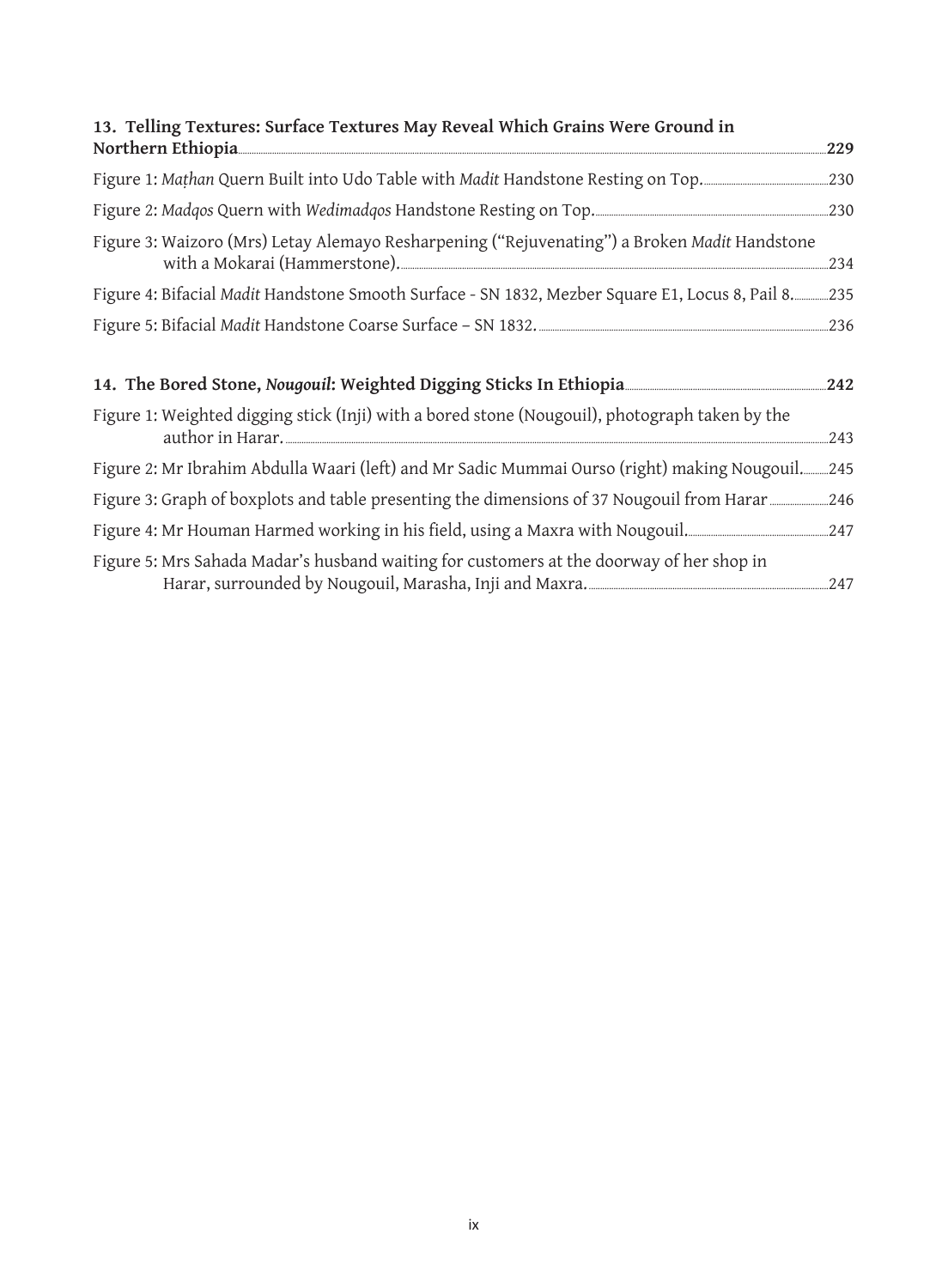**13. Telling Textures: Surface Textures May Reveal Which Grains Were Ground in Northern Ethiopia** ..... **229**

Figure 1: *Maṭhan* Quern Built into Udo Table with *Madit* Handstone Resting on Top. ..... 230

Figure 2: *Madqos* Quern with *Wedimadqos* Handstone Resting on Top. ..... 230

Figure 3: Waizoro (Mrs) Letay Alemayo Resharpening ("Rejuvenating") a Broken *Madit* Handstone with a Mokarai (Hammerstone). ..... 234

Figure 4: Bifacial *Madit* Handstone Smooth Surface - SN 1832, Mezber Square E1, Locus 8, Pail 8. ..... 235

Figure 5: Bifacial *Madit* Handstone Coarse Surface – SN 1832. ..... 236

**14. The Bored Stone, *Nougouil*: Weighted Digging Sticks In Ethiopia** ..... **242**

Figure 1: Weighted digging stick (Inji) with a bored stone (Nougouil), photograph taken by the author in Harar. ..... 243

Figure 2: Mr Ibrahim Abdulla Waari (left) and Mr Sadic Mummai Ourso (right) making Nougouil. ..... 245

Figure 3: Graph of boxplots and table presenting the dimensions of 37 Nougouil from Harar ..... 246

Figure 4: Mr Houman Harmed working in his field, using a Maxra with Nougouil. ..... 247

Figure 5: Mrs Sahada Madar's husband waiting for customers at the doorway of her shop in Harar, surrounded by Nougouil, Marasha, Inji and Maxra. ..... 247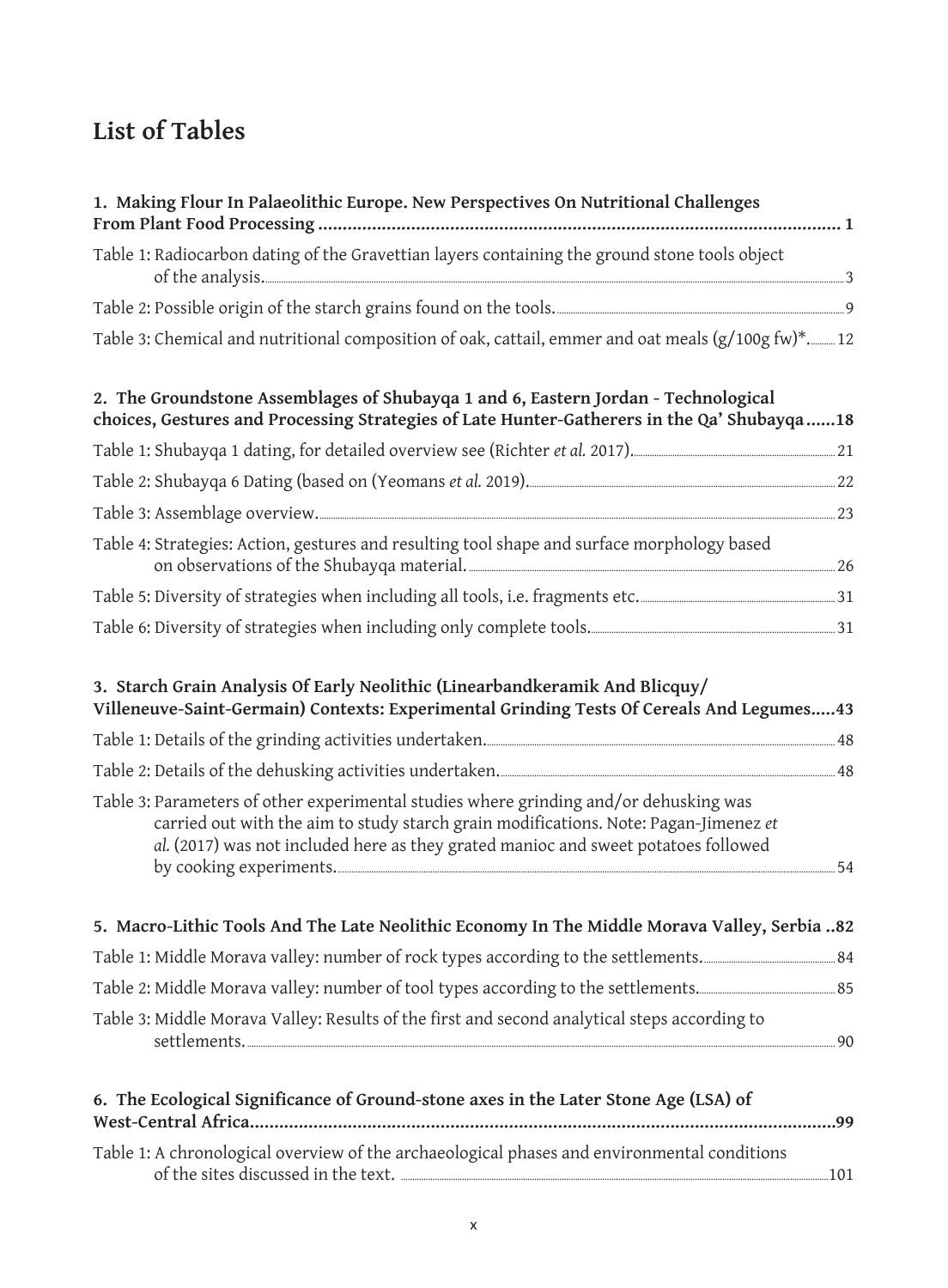# List of Tables

**1. Making Flour In Palaeolithic Europe. New Perspectives On Nutritional Challenges From Plant Food Processing ........................................................................................................... 1**

Table 1: Radiocarbon dating of the Gravettian layers containing the ground stone tools object of the analysis. ........ 3

Table 2: Possible origin of the starch grains found on the tools. ........ 9

Table 3: Chemical and nutritional composition of oak, cattail, emmer and oat meals (g/100g fw)*. ........ 12

**2. The Groundstone Assemblages of Shubayqa 1 and 6, Eastern Jordan - Technological choices, Gestures and Processing Strategies of Late Hunter-Gatherers in the Qa' Shubayqa ......18**

Table 1: Shubayqa 1 dating, for detailed overview see (Richter *et al.* 2017). ........ 21

Table 2: Shubayqa 6 Dating (based on (Yeomans *et al.* 2019). ........ 22

Table 3: Assemblage overview. ........ 23

Table 4: Strategies: Action, gestures and resulting tool shape and surface morphology based on observations of the Shubayqa material. ........ 26

Table 5: Diversity of strategies when including all tools, i.e. fragments etc. ........ 31

Table 6: Diversity of strategies when including only complete tools. ........ 31

**3. Starch Grain Analysis Of Early Neolithic (Linearbandkeramik And Blicquy/ Villeneuve-Saint-Germain) Contexts: Experimental Grinding Tests Of Cereals And Legumes.....43**

Table 1: Details of the grinding activities undertaken. ........ 48

Table 2: Details of the dehusking activities undertaken. ........ 48

Table 3: Parameters of other experimental studies where grinding and/or dehusking was carried out with the aim to study starch grain modifications. Note: Pagan-Jimenez *et al.* (2017) was not included here as they grated manioc and sweet potatoes followed by cooking experiments. ........ 54

**5. Macro-Lithic Tools And The Late Neolithic Economy In The Middle Morava Valley, Serbia ..82**

Table 1: Middle Morava valley: number of rock types according to the settlements. ........ 84

Table 2: Middle Morava valley: number of tool types according to the settlements. ........ 85

Table 3: Middle Morava Valley: Results of the first and second analytical steps according to settlements. ........ 90

**6. The Ecological Significance of Ground-stone axes in the Later Stone Age (LSA) of West-Central Africa........................................................................................................................99**

Table 1: A chronological overview of the archaeological phases and environmental conditions of the sites discussed in the text. ........ 101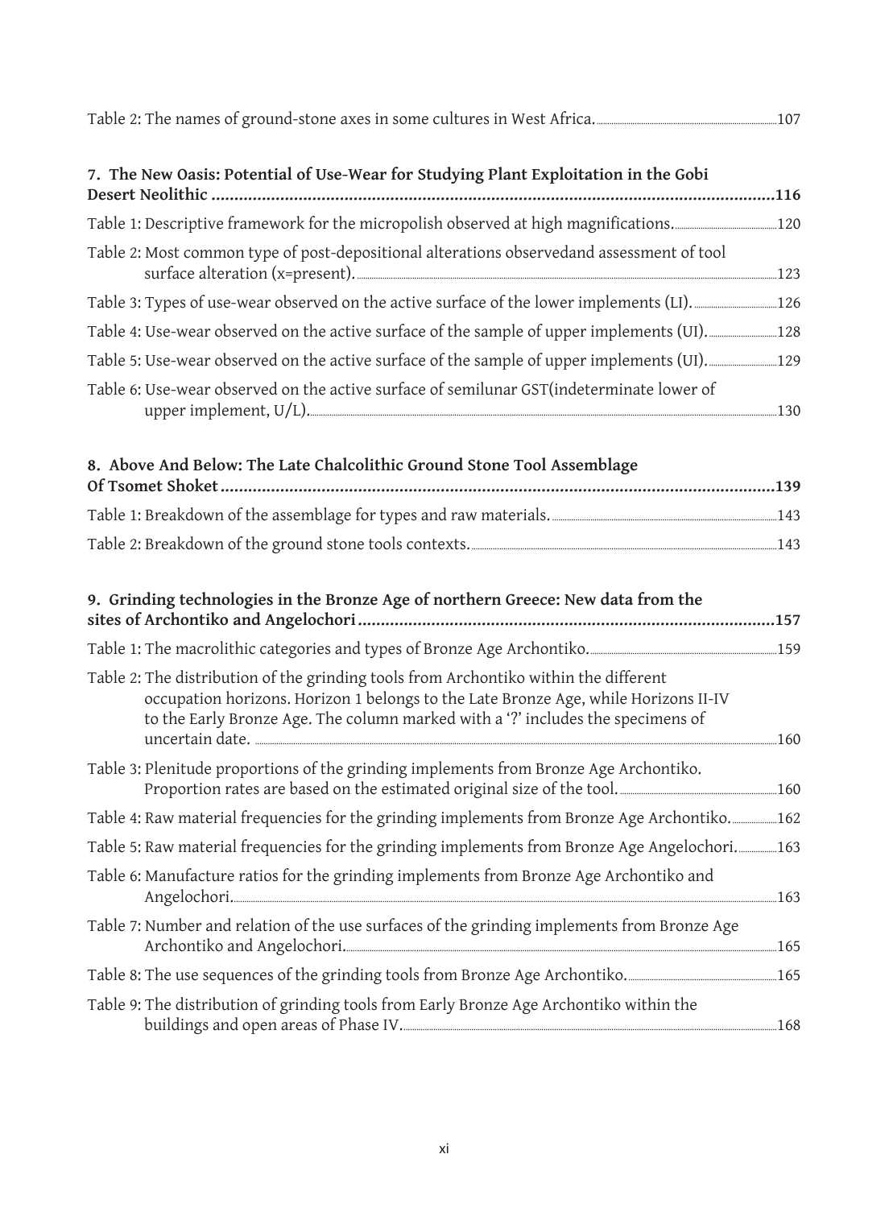Table 2: The names of ground-stone axes in some cultures in West Africa. 107

**7. The New Oasis: Potential of Use-Wear for Studying Plant Exploitation in the Gobi Desert Neolithic ........ 116**

Table 1: Descriptive framework for the micropolish observed at high magnifications. 120

Table 2: Most common type of post-depositional alterations observedand assessment of tool surface alteration (x=present). 123

Table 3: Types of use-wear observed on the active surface of the lower implements (LI). 126

Table 4: Use-wear observed on the active surface of the sample of upper implements (UI). 128

Table 5: Use-wear observed on the active surface of the sample of upper implements (UI). 129

Table 6: Use-wear observed on the active surface of semilunar GST(indeterminate lower of upper implement, U/L). 130

**8. Above And Below: The Late Chalcolithic Ground Stone Tool Assemblage Of Tsomet Shoket ........ 139**

Table 1: Breakdown of the assemblage for types and raw materials. 143

Table 2: Breakdown of the ground stone tools contexts. 143

**9. Grinding technologies in the Bronze Age of northern Greece: New data from the sites of Archontiko and Angelochori ........ 157**

Table 1: The macrolithic categories and types of Bronze Age Archontiko. 159

Table 2: The distribution of the grinding tools from Archontiko within the different occupation horizons. Horizon 1 belongs to the Late Bronze Age, while Horizons II-IV to the Early Bronze Age. The column marked with a '?' includes the specimens of uncertain date. 160

Table 3: Plenitude proportions of the grinding implements from Bronze Age Archontiko. Proportion rates are based on the estimated original size of the tool. 160

Table 4: Raw material frequencies for the grinding implements from Bronze Age Archontiko. 162

Table 5: Raw material frequencies for the grinding implements from Bronze Age Angelochori. 163

Table 6: Manufacture ratios for the grinding implements from Bronze Age Archontiko and Angelochori. 163

Table 7: Number and relation of the use surfaces of the grinding implements from Bronze Age Archontiko and Angelochori. 165

Table 8: The use sequences of the grinding tools from Bronze Age Archontiko. 165

Table 9: The distribution of grinding tools from Early Bronze Age Archontiko within the buildings and open areas of Phase IV. 168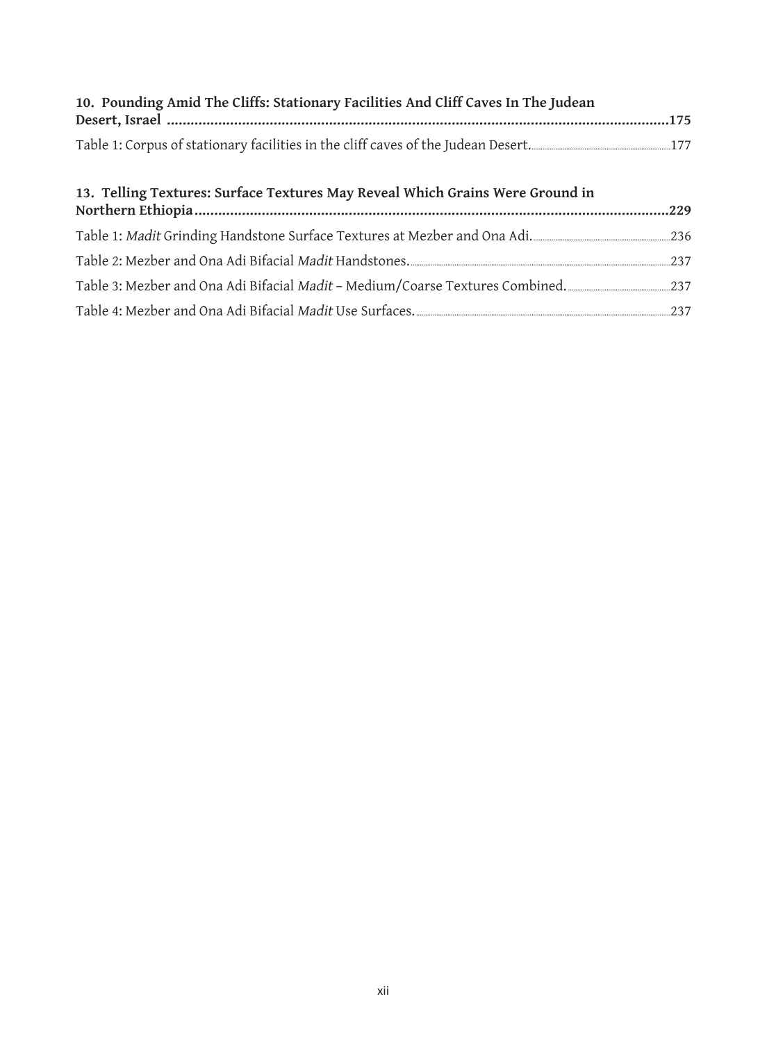**10. Pounding Amid The Cliffs: Stationary Facilities And Cliff Caves In The Judean Desert, Israel ..................................................................................................................175**

Table 1: Corpus of stationary facilities in the cliff caves of the Judean Desert. ..........177

**13. Telling Textures: Surface Textures May Reveal Which Grains Were Ground in Northern Ethiopia..................................................................................................................229**

Table 1: *Madit* Grinding Handstone Surface Textures at Mezber and Ona Adi. ..........236

Table 2: Mezber and Ona Adi Bifacial *Madit* Handstones. ..........237

Table 3: Mezber and Ona Adi Bifacial *Madit* – Medium/Coarse Textures Combined. ..........237

Table 4: Mezber and Ona Adi Bifacial *Madit* Use Surfaces. ..........237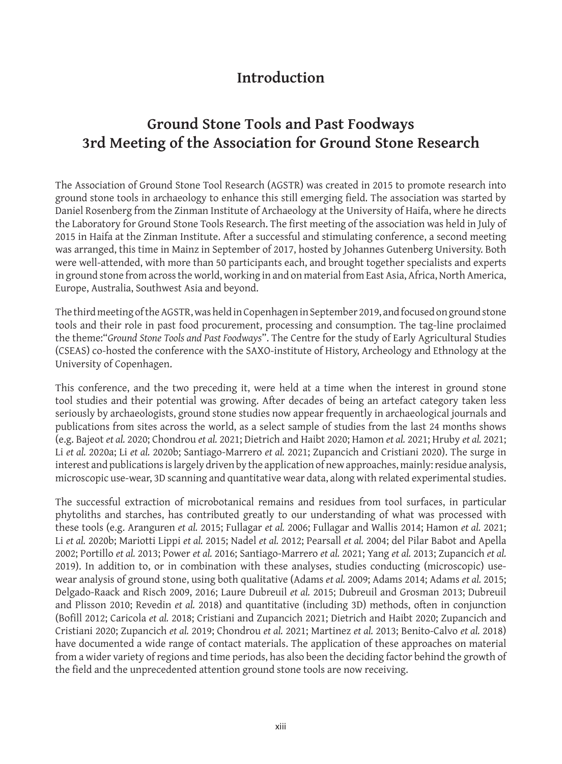# Introduction

## Ground Stone Tools and Past Foodways 3rd Meeting of the Association for Ground Stone Research

The Association of Ground Stone Tool Research (AGSTR) was created in 2015 to promote research into ground stone tools in archaeology to enhance this still emerging field. The association was started by Daniel Rosenberg from the Zinman Institute of Archaeology at the University of Haifa, where he directs the Laboratory for Ground Stone Tools Research. The first meeting of the association was held in July of 2015 in Haifa at the Zinman Institute. After a successful and stimulating conference, a second meeting was arranged, this time in Mainz in September of 2017, hosted by Johannes Gutenberg University. Both were well-attended, with more than 50 participants each, and brought together specialists and experts in ground stone from across the world, working in and on material from East Asia, Africa, North America, Europe, Australia, Southwest Asia and beyond.

The third meeting of the AGSTR, was held in Copenhagen in September 2019, and focused on ground stone tools and their role in past food procurement, processing and consumption. The tag-line proclaimed the theme:"*Ground Stone Tools and Past Foodways*". The Centre for the study of Early Agricultural Studies (CSEAS) co-hosted the conference with the SAXO-institute of History, Archeology and Ethnology at the University of Copenhagen.

This conference, and the two preceding it, were held at a time when the interest in ground stone tool studies and their potential was growing. After decades of being an artefact category taken less seriously by archaeologists, ground stone studies now appear frequently in archaeological journals and publications from sites across the world, as a select sample of studies from the last 24 months shows (e.g. Bajeot *et al.* 2020; Chondrou *et al.* 2021; Dietrich and Haibt 2020; Hamon *et al.* 2021; Hruby *et al.* 2021; Li *et al.* 2020a; Li *et al.* 2020b; Santiago-Marrero *et al.* 2021; Zupancich and Cristiani 2020). The surge in interest and publications is largely driven by the application of new approaches, mainly: residue analysis, microscopic use-wear, 3D scanning and quantitative wear data, along with related experimental studies.

The successful extraction of microbotanical remains and residues from tool surfaces, in particular phytoliths and starches, has contributed greatly to our understanding of what was processed with these tools (e.g. Aranguren *et al.* 2015; Fullagar *et al.* 2006; Fullagar and Wallis 2014; Hamon *et al.* 2021; Li *et al.* 2020b; Mariotti Lippi *et al.* 2015; Nadel *et al.* 2012; Pearsall *et al.* 2004; del Pilar Babot and Apella 2002; Portillo *et al.* 2013; Power *et al.* 2016; Santiago-Marrero *et al.* 2021; Yang *et al.* 2013; Zupancich *et al.* 2019). In addition to, or in combination with these analyses, studies conducting (microscopic) use-wear analysis of ground stone, using both qualitative (Adams *et al.* 2009; Adams 2014; Adams *et al.* 2015; Delgado-Raack and Risch 2009, 2016; Laure Dubreuil *et al.* 2015; Dubreuil and Grosman 2013; Dubreuil and Plisson 2010; Revedin *et al.* 2018) and quantitative (including 3D) methods, often in conjunction (Bofill 2012; Caricola *et al.* 2018; Cristiani and Zupancich 2021; Dietrich and Haibt 2020; Zupancich and Cristiani 2020; Zupancich *et al.* 2019; Chondrou *et al.* 2021; Martinez *et al.* 2013; Benito-Calvo *et al.* 2018) have documented a wide range of contact materials. The application of these approaches on material from a wider variety of regions and time periods, has also been the deciding factor behind the growth of the field and the unprecedented attention ground stone tools are now receiving.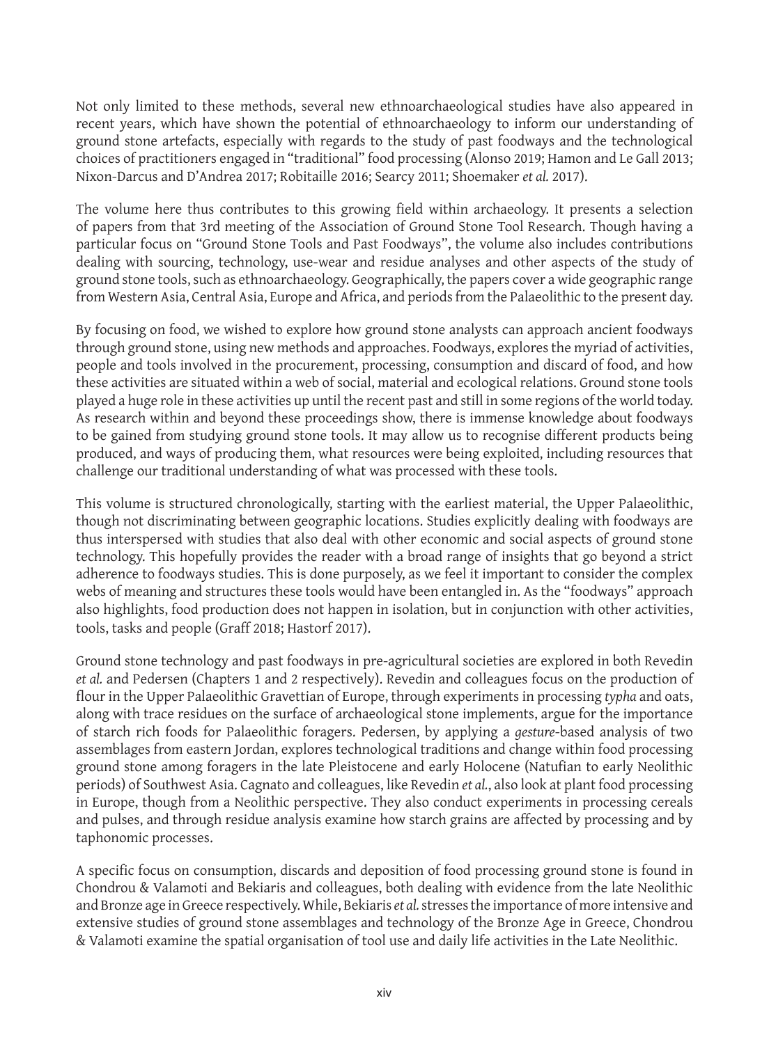Not only limited to these methods, several new ethnoarchaeological studies have also appeared in recent years, which have shown the potential of ethnoarchaeology to inform our understanding of ground stone artefacts, especially with regards to the study of past foodways and the technological choices of practitioners engaged in "traditional" food processing (Alonso 2019; Hamon and Le Gall 2013; Nixon-Darcus and D'Andrea 2017; Robitaille 2016; Searcy 2011; Shoemaker *et al.* 2017).

The volume here thus contributes to this growing field within archaeology. It presents a selection of papers from that 3rd meeting of the Association of Ground Stone Tool Research. Though having a particular focus on "Ground Stone Tools and Past Foodways", the volume also includes contributions dealing with sourcing, technology, use-wear and residue analyses and other aspects of the study of ground stone tools, such as ethnoarchaeology. Geographically, the papers cover a wide geographic range from Western Asia, Central Asia, Europe and Africa, and periods from the Palaeolithic to the present day.

By focusing on food, we wished to explore how ground stone analysts can approach ancient foodways through ground stone, using new methods and approaches. Foodways, explores the myriad of activities, people and tools involved in the procurement, processing, consumption and discard of food, and how these activities are situated within a web of social, material and ecological relations. Ground stone tools played a huge role in these activities up until the recent past and still in some regions of the world today. As research within and beyond these proceedings show, there is immense knowledge about foodways to be gained from studying ground stone tools. It may allow us to recognise different products being produced, and ways of producing them, what resources were being exploited, including resources that challenge our traditional understanding of what was processed with these tools.

This volume is structured chronologically, starting with the earliest material, the Upper Palaeolithic, though not discriminating between geographic locations. Studies explicitly dealing with foodways are thus interspersed with studies that also deal with other economic and social aspects of ground stone technology. This hopefully provides the reader with a broad range of insights that go beyond a strict adherence to foodways studies. This is done purposely, as we feel it important to consider the complex webs of meaning and structures these tools would have been entangled in. As the "foodways" approach also highlights, food production does not happen in isolation, but in conjunction with other activities, tools, tasks and people (Graff 2018; Hastorf 2017).

Ground stone technology and past foodways in pre-agricultural societies are explored in both Revedin *et al.* and Pedersen (Chapters 1 and 2 respectively). Revedin and colleagues focus on the production of flour in the Upper Palaeolithic Gravettian of Europe, through experiments in processing *typha* and oats, along with trace residues on the surface of archaeological stone implements, argue for the importance of starch rich foods for Palaeolithic foragers. Pedersen, by applying a *gesture*-based analysis of two assemblages from eastern Jordan, explores technological traditions and change within food processing ground stone among foragers in the late Pleistocene and early Holocene (Natufian to early Neolithic periods) of Southwest Asia. Cagnato and colleagues, like Revedin *et al.*, also look at plant food processing in Europe, though from a Neolithic perspective. They also conduct experiments in processing cereals and pulses, and through residue analysis examine how starch grains are affected by processing and by taphonomic processes.

A specific focus on consumption, discards and deposition of food processing ground stone is found in Chondrou & Valamoti and Bekiaris and colleagues, both dealing with evidence from the late Neolithic and Bronze age in Greece respectively. While, Bekiaris *et al.* stresses the importance of more intensive and extensive studies of ground stone assemblages and technology of the Bronze Age in Greece, Chondrou & Valamoti examine the spatial organisation of tool use and daily life activities in the Late Neolithic.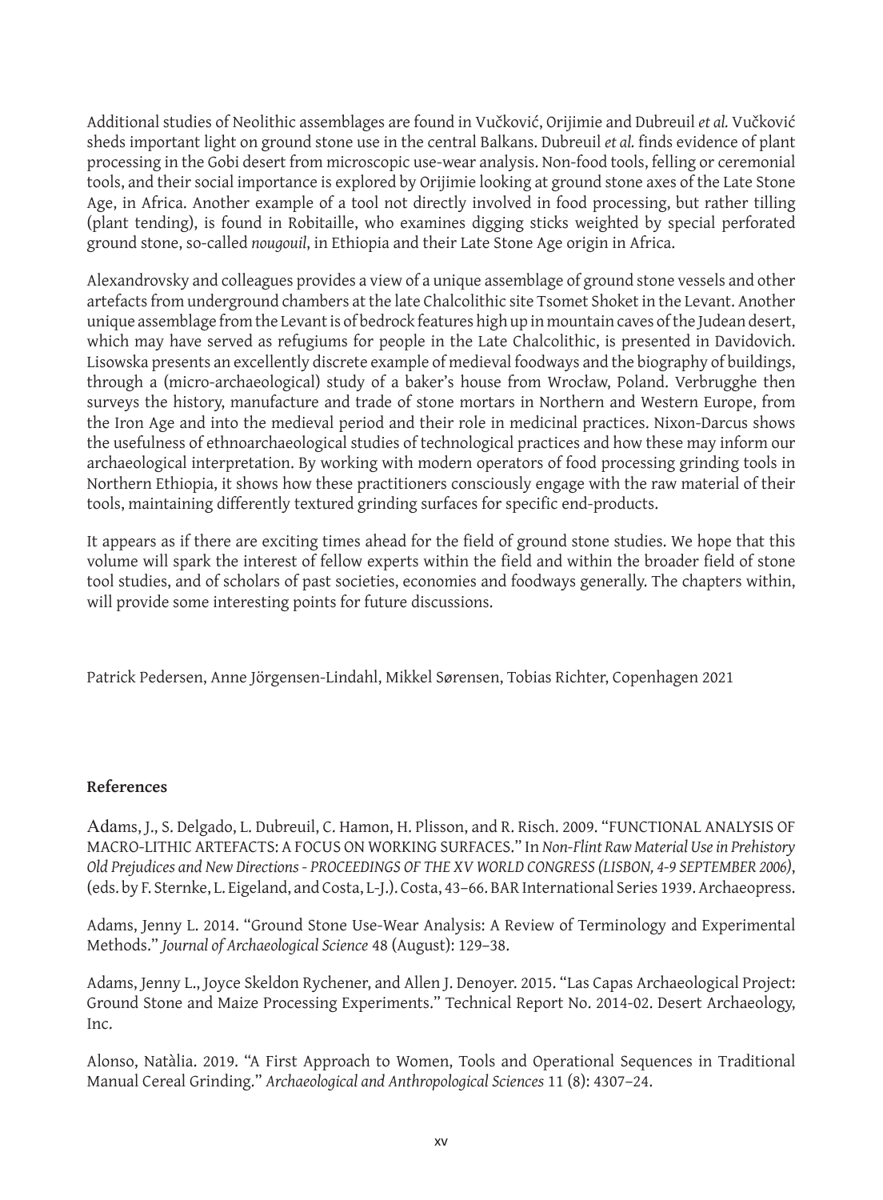Additional studies of Neolithic assemblages are found in Vučković, Orijimie and Dubreuil *et al.* Vučković sheds important light on ground stone use in the central Balkans. Dubreuil *et al.* finds evidence of plant processing in the Gobi desert from microscopic use-wear analysis. Non-food tools, felling or ceremonial tools, and their social importance is explored by Orijimie looking at ground stone axes of the Late Stone Age, in Africa. Another example of a tool not directly involved in food processing, but rather tilling (plant tending), is found in Robitaille, who examines digging sticks weighted by special perforated ground stone, so-called *nougouil*, in Ethiopia and their Late Stone Age origin in Africa.

Alexandrovsky and colleagues provides a view of a unique assemblage of ground stone vessels and other artefacts from underground chambers at the late Chalcolithic site Tsomet Shoket in the Levant. Another unique assemblage from the Levant is of bedrock features high up in mountain caves of the Judean desert, which may have served as refugiums for people in the Late Chalcolithic, is presented in Davidovich. Lisowska presents an excellently discrete example of medieval foodways and the biography of buildings, through a (micro-archaeological) study of a baker's house from Wrocław, Poland. Verbrugghe then surveys the history, manufacture and trade of stone mortars in Northern and Western Europe, from the Iron Age and into the medieval period and their role in medicinal practices. Nixon-Darcus shows the usefulness of ethnoarchaeological studies of technological practices and how these may inform our archaeological interpretation. By working with modern operators of food processing grinding tools in Northern Ethiopia, it shows how these practitioners consciously engage with the raw material of their tools, maintaining differently textured grinding surfaces for specific end-products.

It appears as if there are exciting times ahead for the field of ground stone studies. We hope that this volume will spark the interest of fellow experts within the field and within the broader field of stone tool studies, and of scholars of past societies, economies and foodways generally. The chapters within, will provide some interesting points for future discussions.

Patrick Pedersen, Anne Jörgensen-Lindahl, Mikkel Sørensen, Tobias Richter, Copenhagen 2021

## References

Adams, J., S. Delgado, L. Dubreuil, C. Hamon, H. Plisson, and R. Risch. 2009. "FUNCTIONAL ANALYSIS OF MACRO-LITHIC ARTEFACTS: A FOCUS ON WORKING SURFACES." In *Non-Flint Raw Material Use in Prehistory Old Prejudices and New Directions - PROCEEDINGS OF THE XV WORLD CONGRESS (LISBON, 4-9 SEPTEMBER 2006)*, (eds. by F. Sternke, L. Eigeland, and Costa, L-J.). Costa, 43–66. BAR International Series 1939. Archaeopress.

Adams, Jenny L. 2014. "Ground Stone Use-Wear Analysis: A Review of Terminology and Experimental Methods." *Journal of Archaeological Science* 48 (August): 129–38.

Adams, Jenny L., Joyce Skeldon Rychener, and Allen J. Denoyer. 2015. "Las Capas Archaeological Project: Ground Stone and Maize Processing Experiments." Technical Report No. 2014-02. Desert Archaeology, Inc.

Alonso, Natàlia. 2019. "A First Approach to Women, Tools and Operational Sequences in Traditional Manual Cereal Grinding." *Archaeological and Anthropological Sciences* 11 (8): 4307–24.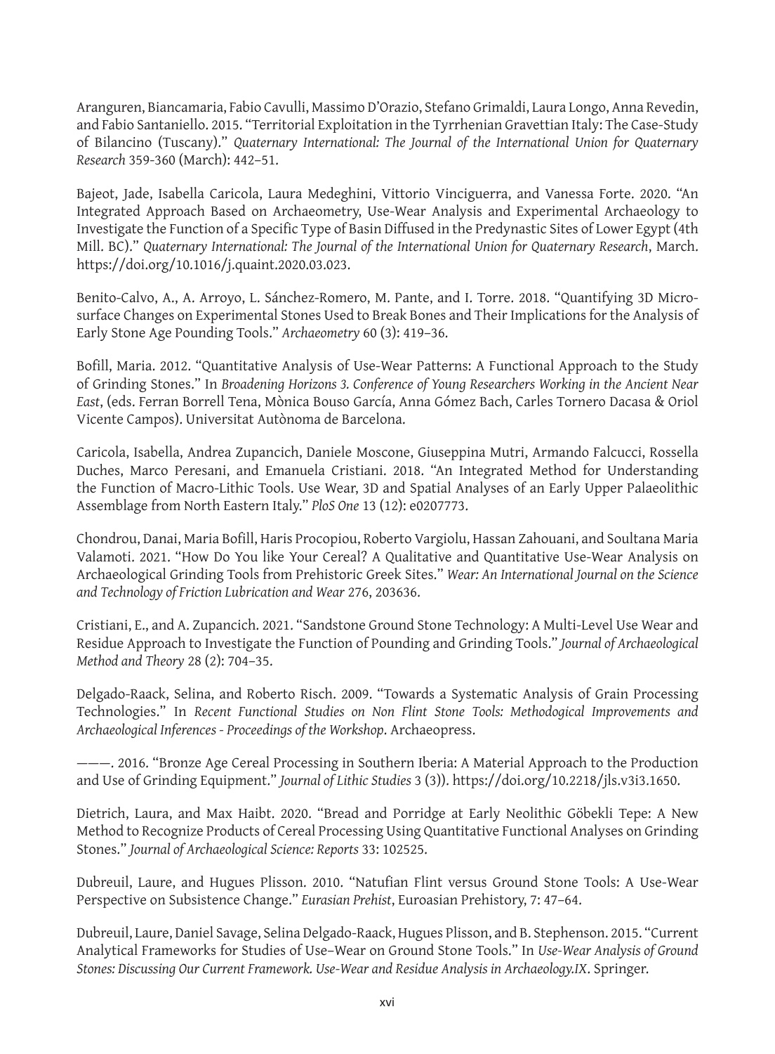Aranguren, Biancamaria, Fabio Cavulli, Massimo D'Orazio, Stefano Grimaldi, Laura Longo, Anna Revedin, and Fabio Santaniello. 2015. "Territorial Exploitation in the Tyrrhenian Gravettian Italy: The Case-Study of Bilancino (Tuscany)." *Quaternary International: The Journal of the International Union for Quaternary Research* 359-360 (March): 442–51.

Bajeot, Jade, Isabella Caricola, Laura Medeghini, Vittorio Vinciguerra, and Vanessa Forte. 2020. "An Integrated Approach Based on Archaeometry, Use-Wear Analysis and Experimental Archaeology to Investigate the Function of a Specific Type of Basin Diffused in the Predynastic Sites of Lower Egypt (4th Mill. BC)." *Quaternary International: The Journal of the International Union for Quaternary Research*, March. https://doi.org/10.1016/j.quaint.2020.03.023.

Benito-Calvo, A., A. Arroyo, L. Sánchez-Romero, M. Pante, and I. Torre. 2018. "Quantifying 3D Micro-surface Changes on Experimental Stones Used to Break Bones and Their Implications for the Analysis of Early Stone Age Pounding Tools." *Archaeometry* 60 (3): 419–36.

Bofill, Maria. 2012. "Quantitative Analysis of Use-Wear Patterns: A Functional Approach to the Study of Grinding Stones." In *Broadening Horizons 3. Conference of Young Researchers Working in the Ancient Near East*, (eds. Ferran Borrell Tena, Mònica Bouso García, Anna Gómez Bach, Carles Tornero Dacasa & Oriol Vicente Campos). Universitat Autònoma de Barcelona.

Caricola, Isabella, Andrea Zupancich, Daniele Moscone, Giuseppina Mutri, Armando Falcucci, Rossella Duches, Marco Peresani, and Emanuela Cristiani. 2018. "An Integrated Method for Understanding the Function of Macro-Lithic Tools. Use Wear, 3D and Spatial Analyses of an Early Upper Palaeolithic Assemblage from North Eastern Italy." *PloS One* 13 (12): e0207773.

Chondrou, Danai, Maria Bofill, Haris Procopiou, Roberto Vargiolu, Hassan Zahouani, and Soultana Maria Valamoti. 2021. "How Do You like Your Cereal? A Qualitative and Quantitative Use-Wear Analysis on Archaeological Grinding Tools from Prehistoric Greek Sites." *Wear: An International Journal on the Science and Technology of Friction Lubrication and Wear* 276, 203636.

Cristiani, E., and A. Zupancich. 2021. "Sandstone Ground Stone Technology: A Multi-Level Use Wear and Residue Approach to Investigate the Function of Pounding and Grinding Tools." *Journal of Archaeological Method and Theory* 28 (2): 704–35.

Delgado-Raack, Selina, and Roberto Risch. 2009. "Towards a Systematic Analysis of Grain Processing Technologies." In *Recent Functional Studies on Non Flint Stone Tools: Methodogical Improvements and Archaeological Inferences - Proceedings of the Workshop*. Archaeopress.

———. 2016. "Bronze Age Cereal Processing in Southern Iberia: A Material Approach to the Production and Use of Grinding Equipment." *Journal of Lithic Studies* 3 (3)). https://doi.org/10.2218/jls.v3i3.1650.

Dietrich, Laura, and Max Haibt. 2020. "Bread and Porridge at Early Neolithic Göbekli Tepe: A New Method to Recognize Products of Cereal Processing Using Quantitative Functional Analyses on Grinding Stones." *Journal of Archaeological Science: Reports* 33: 102525.

Dubreuil, Laure, and Hugues Plisson. 2010. "Natufian Flint versus Ground Stone Tools: A Use-Wear Perspective on Subsistence Change." *Eurasian Prehist*, Euroasian Prehistory, 7: 47–64.

Dubreuil, Laure, Daniel Savage, Selina Delgado-Raack, Hugues Plisson, and B. Stephenson. 2015. "Current Analytical Frameworks for Studies of Use–Wear on Ground Stone Tools." In *Use-Wear Analysis of Ground Stones: Discussing Our Current Framework. Use-Wear and Residue Analysis in Archaeology.IX*. Springer.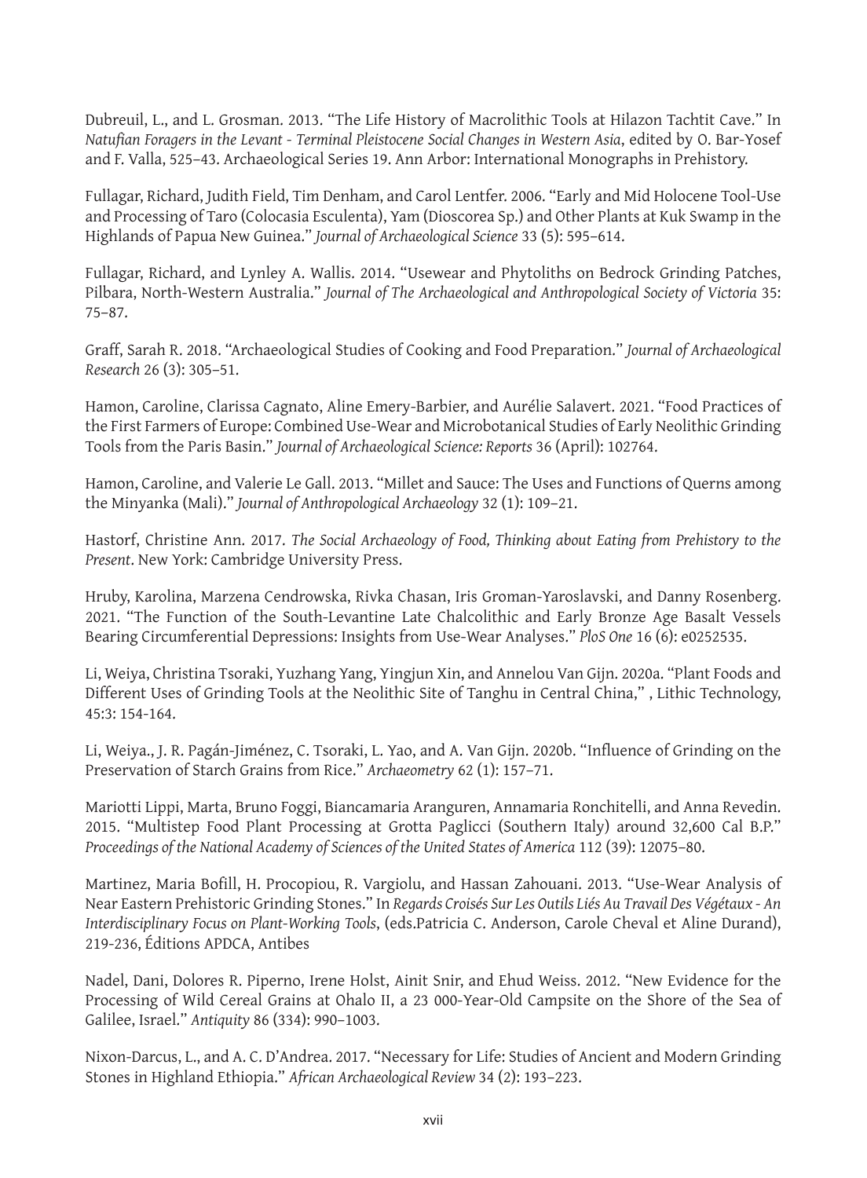Dubreuil, L., and L. Grosman. 2013. "The Life History of Macrolithic Tools at Hilazon Tachtit Cave." In *Natufian Foragers in the Levant - Terminal Pleistocene Social Changes in Western Asia*, edited by O. Bar-Yosef and F. Valla, 525–43. Archaeological Series 19. Ann Arbor: International Monographs in Prehistory.

Fullagar, Richard, Judith Field, Tim Denham, and Carol Lentfer. 2006. "Early and Mid Holocene Tool-Use and Processing of Taro (Colocasia Esculenta), Yam (Dioscorea Sp.) and Other Plants at Kuk Swamp in the Highlands of Papua New Guinea." *Journal of Archaeological Science* 33 (5): 595–614.

Fullagar, Richard, and Lynley A. Wallis. 2014. "Usewear and Phytoliths on Bedrock Grinding Patches, Pilbara, North-Western Australia." *Journal of The Archaeological and Anthropological Society of Victoria* 35: 75–87.

Graff, Sarah R. 2018. "Archaeological Studies of Cooking and Food Preparation." *Journal of Archaeological Research* 26 (3): 305–51.

Hamon, Caroline, Clarissa Cagnato, Aline Emery-Barbier, and Aurélie Salavert. 2021. "Food Practices of the First Farmers of Europe: Combined Use-Wear and Microbotanical Studies of Early Neolithic Grinding Tools from the Paris Basin." *Journal of Archaeological Science: Reports* 36 (April): 102764.

Hamon, Caroline, and Valerie Le Gall. 2013. "Millet and Sauce: The Uses and Functions of Querns among the Minyanka (Mali)." *Journal of Anthropological Archaeology* 32 (1): 109–21.

Hastorf, Christine Ann. 2017. *The Social Archaeology of Food, Thinking about Eating from Prehistory to the Present*. New York: Cambridge University Press.

Hruby, Karolina, Marzena Cendrowska, Rivka Chasan, Iris Groman-Yaroslavski, and Danny Rosenberg. 2021. "The Function of the South-Levantine Late Chalcolithic and Early Bronze Age Basalt Vessels Bearing Circumferential Depressions: Insights from Use-Wear Analyses." *PloS One* 16 (6): e0252535.

Li, Weiya, Christina Tsoraki, Yuzhang Yang, Yingjun Xin, and Annelou Van Gijn. 2020a. "Plant Foods and Different Uses of Grinding Tools at the Neolithic Site of Tanghu in Central China," , Lithic Technology, 45:3: 154-164.

Li, Weiya., J. R. Pagán-Jiménez, C. Tsoraki, L. Yao, and A. Van Gijn. 2020b. "Influence of Grinding on the Preservation of Starch Grains from Rice." *Archaeometry* 62 (1): 157–71.

Mariotti Lippi, Marta, Bruno Foggi, Biancamaria Aranguren, Annamaria Ronchitelli, and Anna Revedin. 2015. "Multistep Food Plant Processing at Grotta Paglicci (Southern Italy) around 32,600 Cal B.P." *Proceedings of the National Academy of Sciences of the United States of America* 112 (39): 12075–80.

Martinez, Maria Bofill, H. Procopiou, R. Vargiolu, and Hassan Zahouani. 2013. "Use-Wear Analysis of Near Eastern Prehistoric Grinding Stones." In *Regards Croisés Sur Les Outils Liés Au Travail Des Végétaux - An Interdisciplinary Focus on Plant-Working Tools*, (eds.Patricia C. Anderson, Carole Cheval et Aline Durand), 219-236, Éditions APDCA, Antibes

Nadel, Dani, Dolores R. Piperno, Irene Holst, Ainit Snir, and Ehud Weiss. 2012. "New Evidence for the Processing of Wild Cereal Grains at Ohalo II, a 23 000-Year-Old Campsite on the Shore of the Sea of Galilee, Israel." *Antiquity* 86 (334): 990–1003.

Nixon-Darcus, L., and A. C. D'Andrea. 2017. "Necessary for Life: Studies of Ancient and Modern Grinding Stones in Highland Ethiopia." *African Archaeological Review* 34 (2): 193–223.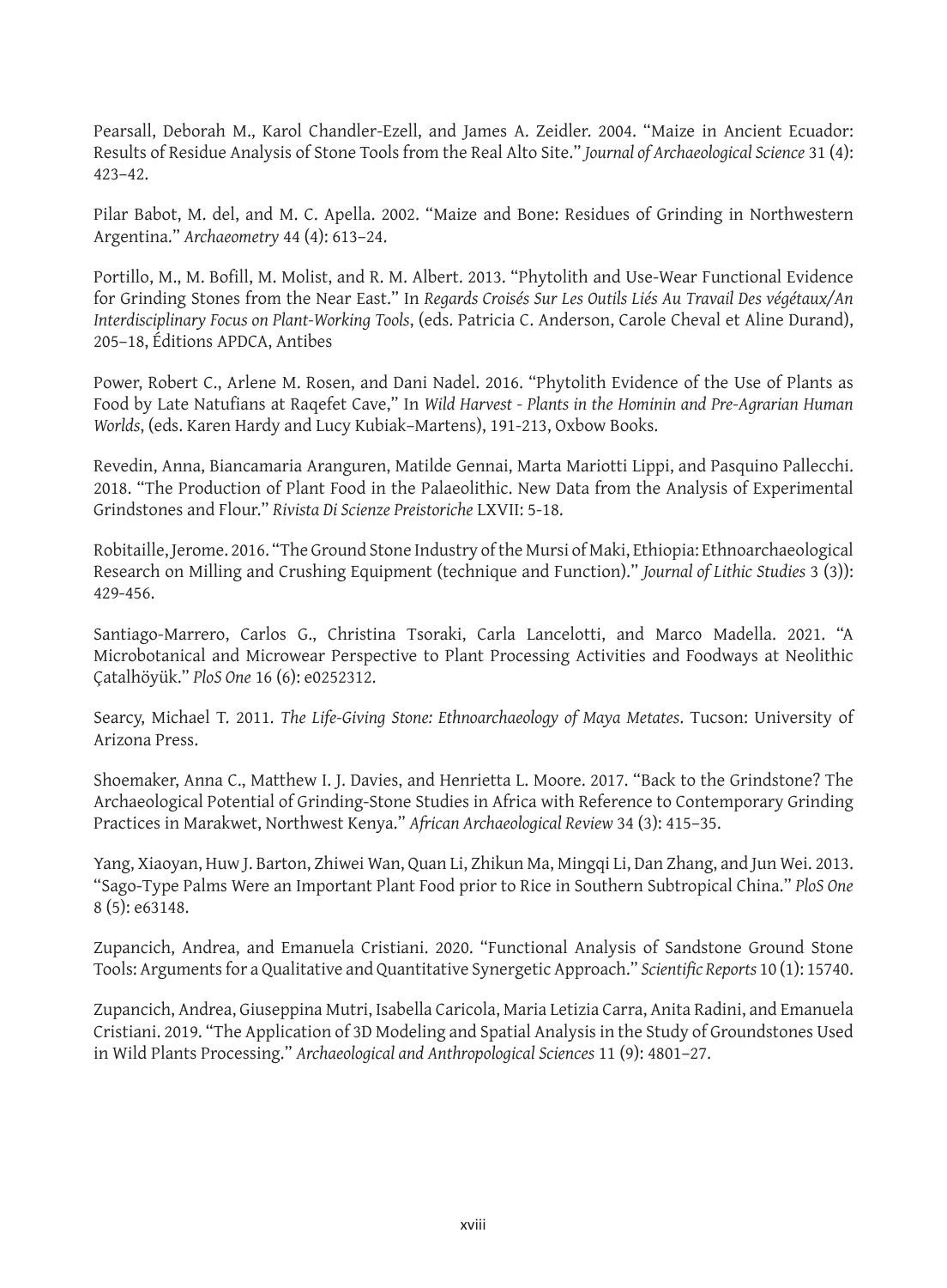Pearsall, Deborah M., Karol Chandler-Ezell, and James A. Zeidler. 2004. "Maize in Ancient Ecuador: Results of Residue Analysis of Stone Tools from the Real Alto Site." *Journal of Archaeological Science* 31 (4): 423–42.

Pilar Babot, M. del, and M. C. Apella. 2002. "Maize and Bone: Residues of Grinding in Northwestern Argentina." *Archaeometry* 44 (4): 613–24.

Portillo, M., M. Bofill, M. Molist, and R. M. Albert. 2013. "Phytolith and Use-Wear Functional Evidence for Grinding Stones from the Near East." In *Regards Croisés Sur Les Outils Liés Au Travail Des végétaux/An Interdisciplinary Focus on Plant-Working Tools*, (eds. Patricia C. Anderson, Carole Cheval et Aline Durand), 205–18, Éditions APDCA, Antibes

Power, Robert C., Arlene M. Rosen, and Dani Nadel. 2016. "Phytolith Evidence of the Use of Plants as Food by Late Natufians at Raqefet Cave," In *Wild Harvest - Plants in the Hominin and Pre-Agrarian Human Worlds*, (eds. Karen Hardy and Lucy Kubiak–Martens), 191-213, Oxbow Books.

Revedin, Anna, Biancamaria Aranguren, Matilde Gennai, Marta Mariotti Lippi, and Pasquino Pallecchi. 2018. "The Production of Plant Food in the Palaeolithic. New Data from the Analysis of Experimental Grindstones and Flour." *Rivista Di Scienze Preistoriche* LXVII: 5-18.

Robitaille, Jerome. 2016. "The Ground Stone Industry of the Mursi of Maki, Ethiopia: Ethnoarchaeological Research on Milling and Crushing Equipment (technique and Function)." *Journal of Lithic Studies* 3 (3)): 429-456.

Santiago-Marrero, Carlos G., Christina Tsoraki, Carla Lancelotti, and Marco Madella. 2021. "A Microbotanical and Microwear Perspective to Plant Processing Activities and Foodways at Neolithic Çatalhöyük." *PloS One* 16 (6): e0252312.

Searcy, Michael T. 2011. *The Life-Giving Stone: Ethnoarchaeology of Maya Metates*. Tucson: University of Arizona Press.

Shoemaker, Anna C., Matthew I. J. Davies, and Henrietta L. Moore. 2017. "Back to the Grindstone? The Archaeological Potential of Grinding-Stone Studies in Africa with Reference to Contemporary Grinding Practices in Marakwet, Northwest Kenya." *African Archaeological Review* 34 (3): 415–35.

Yang, Xiaoyan, Huw J. Barton, Zhiwei Wan, Quan Li, Zhikun Ma, Mingqi Li, Dan Zhang, and Jun Wei. 2013. "Sago-Type Palms Were an Important Plant Food prior to Rice in Southern Subtropical China." *PloS One* 8 (5): e63148.

Zupancich, Andrea, and Emanuela Cristiani. 2020. "Functional Analysis of Sandstone Ground Stone Tools: Arguments for a Qualitative and Quantitative Synergetic Approach." *Scientific Reports* 10 (1): 15740.

Zupancich, Andrea, Giuseppina Mutri, Isabella Caricola, Maria Letizia Carra, Anita Radini, and Emanuela Cristiani. 2019. "The Application of 3D Modeling and Spatial Analysis in the Study of Groundstones Used in Wild Plants Processing." *Archaeological and Anthropological Sciences* 11 (9): 4801–27.